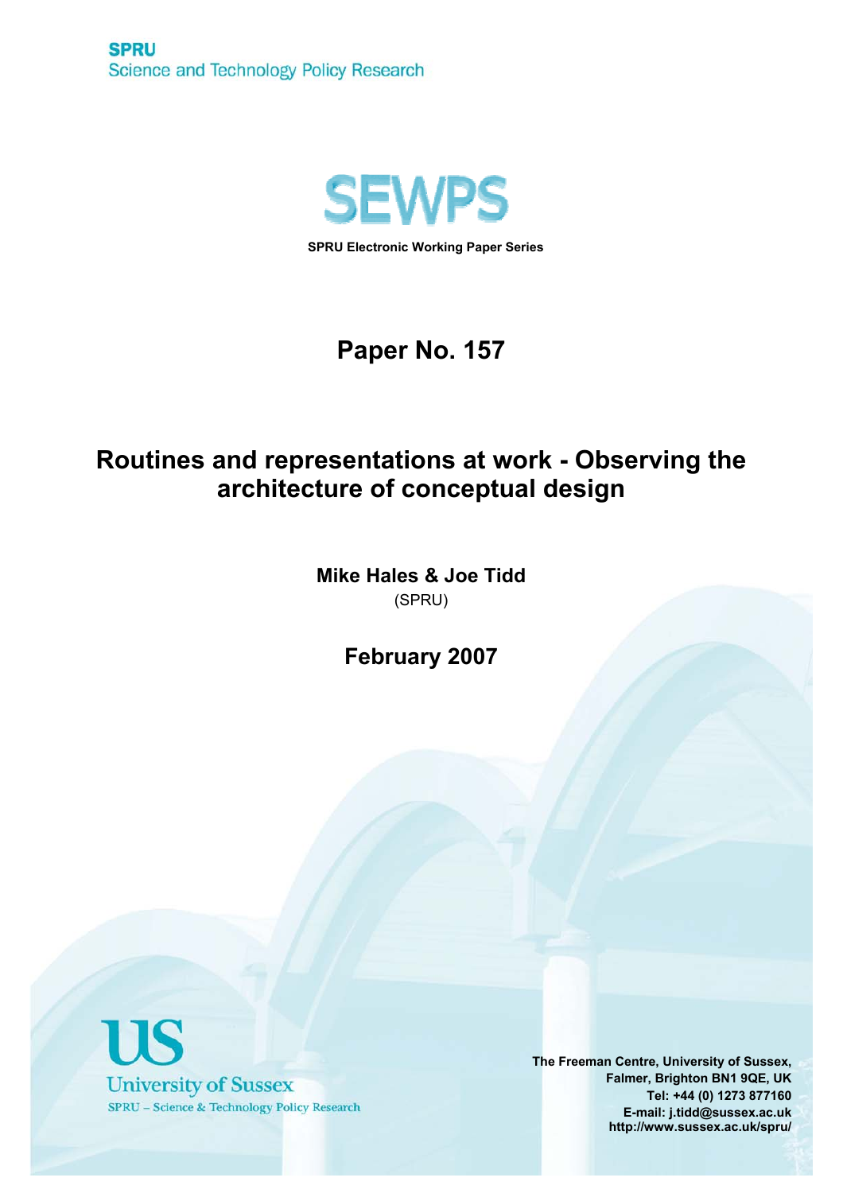**SPRU**
Science and Technology Policy Research

# SEWPS

**SPRU Electronic Working Paper Series**

## Paper No. 157

# Routines and representations at work - Observing the architecture of conceptual design

**Mike Hales & Joe Tidd**
(SPRU)

**February 2007**

University of Sussex
SPRU – Science & Technology Policy Research

**The Freeman Centre, University of Sussex,**
**Falmer, Brighton BN1 9QE, UK**
**Tel: +44 (0) 1273 877160**
**E-mail: j.tidd@sussex.ac.uk**
**http://www.sussex.ac.uk/spru/**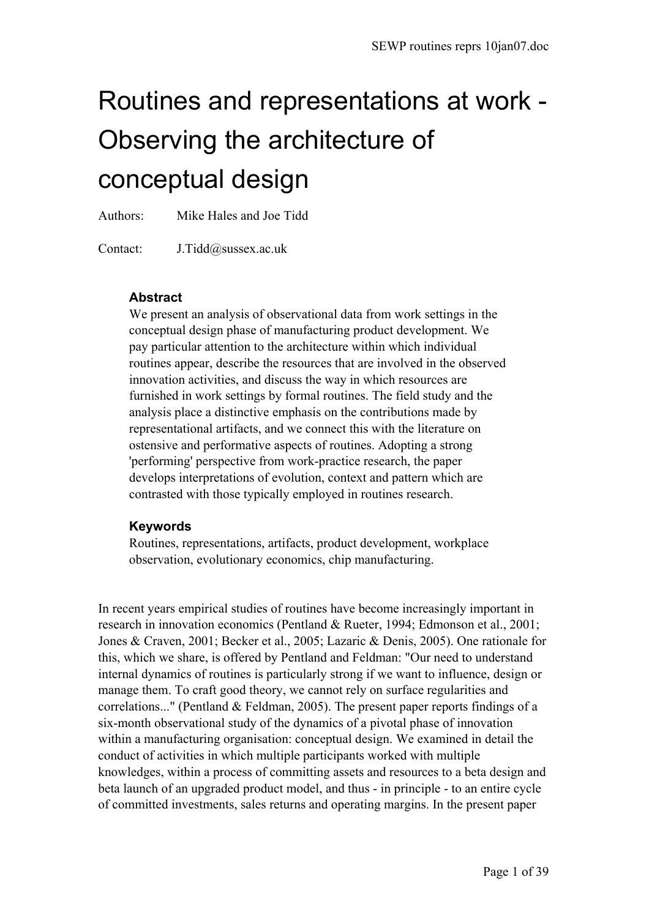# Routines and representations at work - Observing the architecture of conceptual design

Authors: Mike Hales and Joe Tidd

Contact: J.Tidd@sussex.ac.uk

### Abstract

We present an analysis of observational data from work settings in the conceptual design phase of manufacturing product development. We pay particular attention to the architecture within which individual routines appear, describe the resources that are involved in the observed innovation activities, and discuss the way in which resources are furnished in work settings by formal routines. The field study and the analysis place a distinctive emphasis on the contributions made by representational artifacts, and we connect this with the literature on ostensive and performative aspects of routines. Adopting a strong 'performing' perspective from work-practice research, the paper develops interpretations of evolution, context and pattern which are contrasted with those typically employed in routines research.

### Keywords

Routines, representations, artifacts, product development, workplace observation, evolutionary economics, chip manufacturing.

In recent years empirical studies of routines have become increasingly important in research in innovation economics (Pentland & Rueter, 1994; Edmonson et al., 2001; Jones & Craven, 2001; Becker et al., 2005; Lazaric & Denis, 2005). One rationale for this, which we share, is offered by Pentland and Feldman: "Our need to understand internal dynamics of routines is particularly strong if we want to influence, design or manage them. To craft good theory, we cannot rely on surface regularities and correlations..." (Pentland & Feldman, 2005). The present paper reports findings of a six-month observational study of the dynamics of a pivotal phase of innovation within a manufacturing organisation: conceptual design. We examined in detail the conduct of activities in which multiple participants worked with multiple knowledges, within a process of committing assets and resources to a beta design and beta launch of an upgraded product model, and thus - in principle - to an entire cycle of committed investments, sales returns and operating margins. In the present paper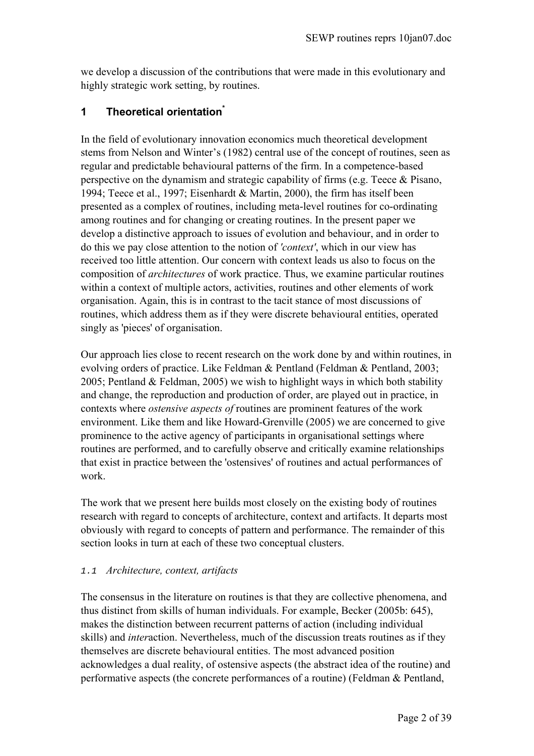we develop a discussion of the contributions that were made in this evolutionary and highly strategic work setting, by routines.

## 1 Theoretical orientation[*]

In the field of evolutionary innovation economics much theoretical development stems from Nelson and Winter's (1982) central use of the concept of routines, seen as regular and predictable behavioural patterns of the firm. In a competence-based perspective on the dynamism and strategic capability of firms (e.g. Teece & Pisano, 1994; Teece et al., 1997; Eisenhardt & Martin, 2000), the firm has itself been presented as a complex of routines, including meta-level routines for co-ordinating among routines and for changing or creating routines. In the present paper we develop a distinctive approach to issues of evolution and behaviour, and in order to do this we pay close attention to the notion of *'context'*, which in our view has received too little attention. Our concern with context leads us also to focus on the composition of *architectures* of work practice. Thus, we examine particular routines within a context of multiple actors, activities, routines and other elements of work organisation. Again, this is in contrast to the tacit stance of most discussions of routines, which address them as if they were discrete behavioural entities, operated singly as 'pieces' of organisation.

Our approach lies close to recent research on the work done by and within routines, in evolving orders of practice. Like Feldman & Pentland (Feldman & Pentland, 2003; 2005; Pentland & Feldman, 2005) we wish to highlight ways in which both stability and change, the reproduction and production of order, are played out in practice, in contexts where *ostensive aspects of* routines are prominent features of the work environment. Like them and like Howard-Grenville (2005) we are concerned to give prominence to the active agency of participants in organisational settings where routines are performed, and to carefully observe and critically examine relationships that exist in practice between the 'ostensives' of routines and actual performances of work.

The work that we present here builds most closely on the existing body of routines research with regard to concepts of architecture, context and artifacts. It departs most obviously with regard to concepts of pattern and performance. The remainder of this section looks in turn at each of these two conceptual clusters.

### 1.1 *Architecture, context, artifacts*

The consensus in the literature on routines is that they are collective phenomena, and thus distinct from skills of human individuals. For example, Becker (2005b: 645), makes the distinction between recurrent patterns of action (including individual skills) and *inter*action. Nevertheless, much of the discussion treats routines as if they themselves are discrete behavioural entities. The most advanced position acknowledges a dual reality, of ostensive aspects (the abstract idea of the routine) and performative aspects (the concrete performances of a routine) (Feldman & Pentland,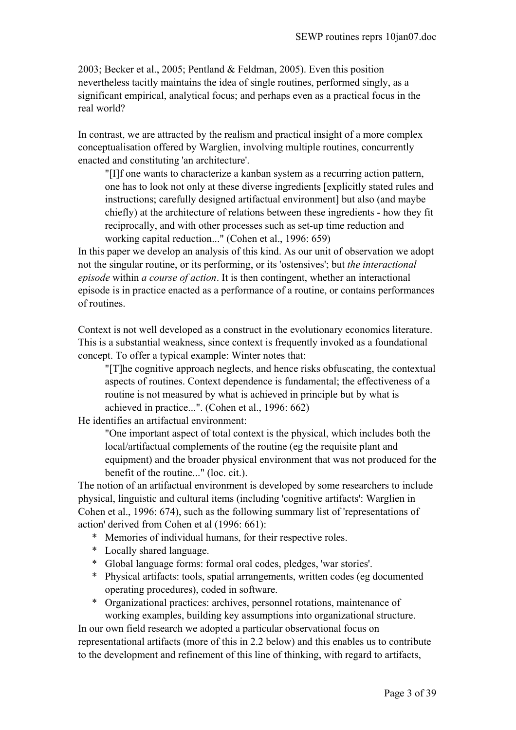2003; Becker et al., 2005; Pentland & Feldman, 2005). Even this position nevertheless tacitly maintains the idea of single routines, performed singly, as a significant empirical, analytical focus; and perhaps even as a practical focus in the real world?

In contrast, we are attracted by the realism and practical insight of a more complex conceptualisation offered by Warglien, involving multiple routines, concurrently enacted and constituting 'an architecture'.

> "[I]f one wants to characterize a kanban system as a recurring action pattern, one has to look not only at these diverse ingredients [explicitly stated rules and instructions; carefully designed artifactual environment] but also (and maybe chiefly) at the architecture of relations between these ingredients - how they fit reciprocally, and with other processes such as set-up time reduction and working capital reduction..." (Cohen et al., 1996: 659)

In this paper we develop an analysis of this kind. As our unit of observation we adopt not the singular routine, or its performing, or its 'ostensives'; but *the interactional episode* within *a course of action*. It is then contingent, whether an interactional episode is in practice enacted as a performance of a routine, or contains performances of routines.

Context is not well developed as a construct in the evolutionary economics literature. This is a substantial weakness, since context is frequently invoked as a foundational concept. To offer a typical example: Winter notes that:

> "[T]he cognitive approach neglects, and hence risks obfuscating, the contextual aspects of routines. Context dependence is fundamental; the effectiveness of a routine is not measured by what is achieved in principle but by what is achieved in practice...". (Cohen et al., 1996: 662)

He identifies an artifactual environment:

> "One important aspect of total context is the physical, which includes both the local/artifactual complements of the routine (eg the requisite plant and equipment) and the broader physical environment that was not produced for the benefit of the routine..." (loc. cit.).

The notion of an artifactual environment is developed by some researchers to include physical, linguistic and cultural items (including 'cognitive artifacts': Warglien in Cohen et al., 1996: 674), such as the following summary list of 'representations of action' derived from Cohen et al (1996: 661):

* Memories of individual humans, for their respective roles.
* Locally shared language.
* Global language forms: formal oral codes, pledges, 'war stories'.
* Physical artifacts: tools, spatial arrangements, written codes (eg documented operating procedures), coded in software.
* Organizational practices: archives, personnel rotations, maintenance of working examples, building key assumptions into organizational structure.

In our own field research we adopted a particular observational focus on representational artifacts (more of this in 2.2 below) and this enables us to contribute to the development and refinement of this line of thinking, with regard to artifacts,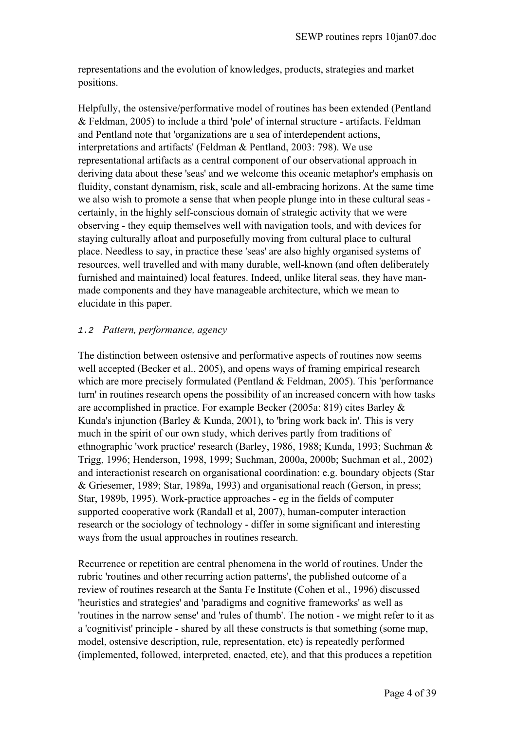representations and the evolution of knowledges, products, strategies and market positions.

Helpfully, the ostensive/performative model of routines has been extended (Pentland & Feldman, 2005) to include a third 'pole' of internal structure - artifacts. Feldman and Pentland note that 'organizations are a sea of interdependent actions, interpretations and artifacts' (Feldman & Pentland, 2003: 798). We use representational artifacts as a central component of our observational approach in deriving data about these 'seas' and we welcome this oceanic metaphor's emphasis on fluidity, constant dynamism, risk, scale and all-embracing horizons. At the same time we also wish to promote a sense that when people plunge into in these cultural seas - certainly, in the highly self-conscious domain of strategic activity that we were observing - they equip themselves well with navigation tools, and with devices for staying culturally afloat and purposefully moving from cultural place to cultural place. Needless to say, in practice these 'seas' are also highly organised systems of resources, well travelled and with many durable, well-known (and often deliberately furnished and maintained) local features. Indeed, unlike literal seas, they have man-made components and they have manageable architecture, which we mean to elucidate in this paper.

### *1.2 Pattern, performance, agency*

The distinction between ostensive and performative aspects of routines now seems well accepted (Becker et al., 2005), and opens ways of framing empirical research which are more precisely formulated (Pentland & Feldman, 2005). This 'performance turn' in routines research opens the possibility of an increased concern with how tasks are accomplished in practice. For example Becker (2005a: 819) cites Barley & Kunda's injunction (Barley & Kunda, 2001), to 'bring work back in'. This is very much in the spirit of our own study, which derives partly from traditions of ethnographic 'work practice' research (Barley, 1986, 1988; Kunda, 1993; Suchman & Trigg, 1996; Henderson, 1998, 1999; Suchman, 2000a, 2000b; Suchman et al., 2002) and interactionist research on organisational coordination: e.g. boundary objects (Star & Griesemer, 1989; Star, 1989a, 1993) and organisational reach (Gerson, in press; Star, 1989b, 1995). Work-practice approaches - eg in the fields of computer supported cooperative work (Randall et al, 2007), human-computer interaction research or the sociology of technology - differ in some significant and interesting ways from the usual approaches in routines research.

Recurrence or repetition are central phenomena in the world of routines. Under the rubric 'routines and other recurring action patterns', the published outcome of a review of routines research at the Santa Fe Institute (Cohen et al., 1996) discussed 'heuristics and strategies' and 'paradigms and cognitive frameworks' as well as 'routines in the narrow sense' and 'rules of thumb'. The notion - we might refer to it as a 'cognitivist' principle - shared by all these constructs is that something (some map, model, ostensive description, rule, representation, etc) is repeatedly performed (implemented, followed, interpreted, enacted, etc), and that this produces a repetition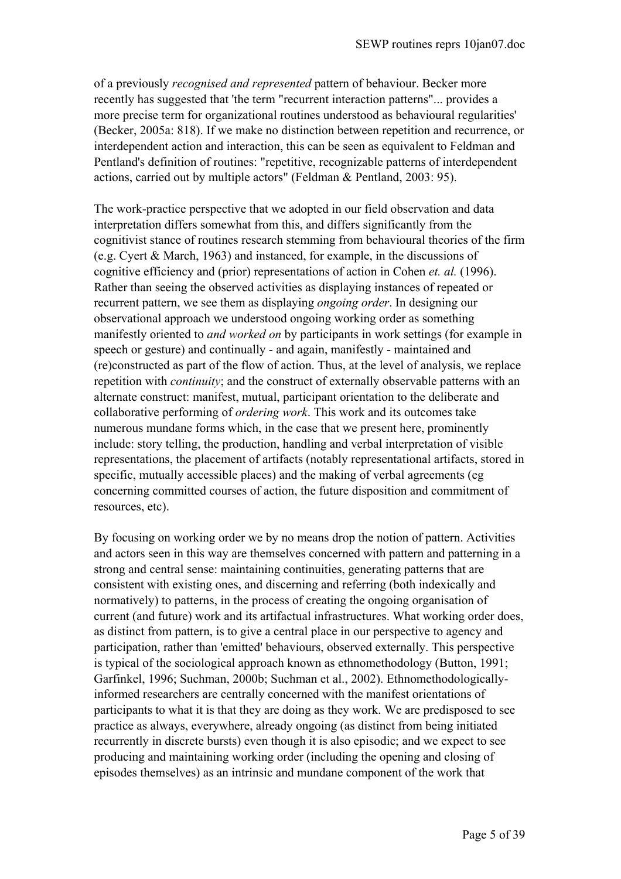of a previously *recognised and represented* pattern of behaviour. Becker more recently has suggested that 'the term "recurrent interaction patterns"... provides a more precise term for organizational routines understood as behavioural regularities' (Becker, 2005a: 818). If we make no distinction between repetition and recurrence, or interdependent action and interaction, this can be seen as equivalent to Feldman and Pentland's definition of routines: "repetitive, recognizable patterns of interdependent actions, carried out by multiple actors" (Feldman & Pentland, 2003: 95).

The work-practice perspective that we adopted in our field observation and data interpretation differs somewhat from this, and differs significantly from the cognitivist stance of routines research stemming from behavioural theories of the firm (e.g. Cyert & March, 1963) and instanced, for example, in the discussions of cognitive efficiency and (prior) representations of action in Cohen *et. al.* (1996). Rather than seeing the observed activities as displaying instances of repeated or recurrent pattern, we see them as displaying *ongoing order*. In designing our observational approach we understood ongoing working order as something manifestly oriented to *and worked on* by participants in work settings (for example in speech or gesture) and continually - and again, manifestly - maintained and (re)constructed as part of the flow of action. Thus, at the level of analysis, we replace repetition with *continuity*; and the construct of externally observable patterns with an alternate construct: manifest, mutual, participant orientation to the deliberate and collaborative performing of *ordering work*. This work and its outcomes take numerous mundane forms which, in the case that we present here, prominently include: story telling, the production, handling and verbal interpretation of visible representations, the placement of artifacts (notably representational artifacts, stored in specific, mutually accessible places) and the making of verbal agreements (eg concerning committed courses of action, the future disposition and commitment of resources, etc).

By focusing on working order we by no means drop the notion of pattern. Activities and actors seen in this way are themselves concerned with pattern and patterning in a strong and central sense: maintaining continuities, generating patterns that are consistent with existing ones, and discerning and referring (both indexically and normatively) to patterns, in the process of creating the ongoing organisation of current (and future) work and its artifactual infrastructures. What working order does, as distinct from pattern, is to give a central place in our perspective to agency and participation, rather than 'emitted' behaviours, observed externally. This perspective is typical of the sociological approach known as ethnomethodology (Button, 1991; Garfinkel, 1996; Suchman, 2000b; Suchman et al., 2002). Ethnomethodologically-informed researchers are centrally concerned with the manifest orientations of participants to what it is that they are doing as they work. We are predisposed to see practice as always, everywhere, already ongoing (as distinct from being initiated recurrently in discrete bursts) even though it is also episodic; and we expect to see producing and maintaining working order (including the opening and closing of episodes themselves) as an intrinsic and mundane component of the work that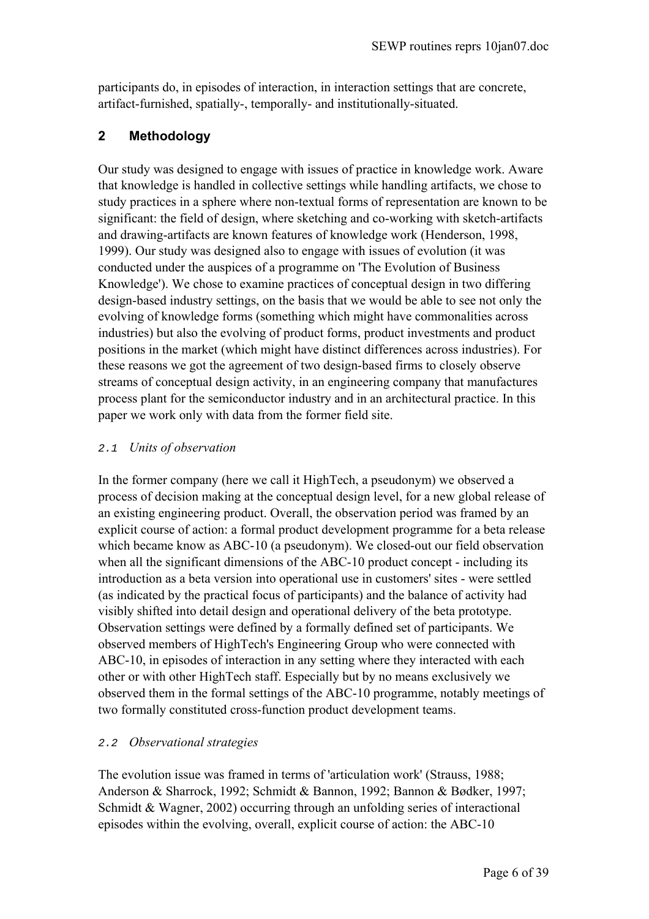participants do, in episodes of interaction, in interaction settings that are concrete, artifact-furnished, spatially-, temporally- and institutionally-situated.

## 2 Methodology

Our study was designed to engage with issues of practice in knowledge work. Aware that knowledge is handled in collective settings while handling artifacts, we chose to study practices in a sphere where non-textual forms of representation are known to be significant: the field of design, where sketching and co-working with sketch-artifacts and drawing-artifacts are known features of knowledge work (Henderson, 1998, 1999). Our study was designed also to engage with issues of evolution (it was conducted under the auspices of a programme on 'The Evolution of Business Knowledge'). We chose to examine practices of conceptual design in two differing design-based industry settings, on the basis that we would be able to see not only the evolving of knowledge forms (something which might have commonalities across industries) but also the evolving of product forms, product investments and product positions in the market (which might have distinct differences across industries). For these reasons we got the agreement of two design-based firms to closely observe streams of conceptual design activity, in an engineering company that manufactures process plant for the semiconductor industry and in an architectural practice. In this paper we work only with data from the former field site.

### *2.1 Units of observation*

In the former company (here we call it HighTech, a pseudonym) we observed a process of decision making at the conceptual design level, for a new global release of an existing engineering product. Overall, the observation period was framed by an explicit course of action: a formal product development programme for a beta release which became know as ABC-10 (a pseudonym). We closed-out our field observation when all the significant dimensions of the ABC-10 product concept - including its introduction as a beta version into operational use in customers' sites - were settled (as indicated by the practical focus of participants) and the balance of activity had visibly shifted into detail design and operational delivery of the beta prototype. Observation settings were defined by a formally defined set of participants. We observed members of HighTech's Engineering Group who were connected with ABC-10, in episodes of interaction in any setting where they interacted with each other or with other HighTech staff. Especially but by no means exclusively we observed them in the formal settings of the ABC-10 programme, notably meetings of two formally constituted cross-function product development teams.

### *2.2 Observational strategies*

The evolution issue was framed in terms of 'articulation work' (Strauss, 1988; Anderson & Sharrock, 1992; Schmidt & Bannon, 1992; Bannon & Bødker, 1997; Schmidt & Wagner, 2002) occurring through an unfolding series of interactional episodes within the evolving, overall, explicit course of action: the ABC-10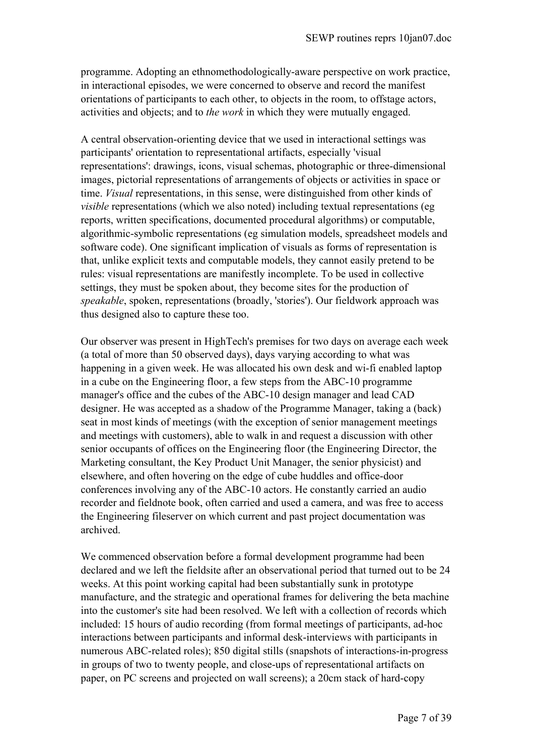programme. Adopting an ethnomethodologically-aware perspective on work practice, in interactional episodes, we were concerned to observe and record the manifest orientations of participants to each other, to objects in the room, to offstage actors, activities and objects; and to *the work* in which they were mutually engaged.

A central observation-orienting device that we used in interactional settings was participants' orientation to representational artifacts, especially 'visual representations': drawings, icons, visual schemas, photographic or three-dimensional images, pictorial representations of arrangements of objects or activities in space or time. *Visual* representations, in this sense, were distinguished from other kinds of *visible* representations (which we also noted) including textual representations (eg reports, written specifications, documented procedural algorithms) or computable, algorithmic-symbolic representations (eg simulation models, spreadsheet models and software code). One significant implication of visuals as forms of representation is that, unlike explicit texts and computable models, they cannot easily pretend to be rules: visual representations are manifestly incomplete. To be used in collective settings, they must be spoken about, they become sites for the production of *speakable*, spoken, representations (broadly, 'stories'). Our fieldwork approach was thus designed also to capture these too.

Our observer was present in HighTech's premises for two days on average each week (a total of more than 50 observed days), days varying according to what was happening in a given week. He was allocated his own desk and wi-fi enabled laptop in a cube on the Engineering floor, a few steps from the ABC-10 programme manager's office and the cubes of the ABC-10 design manager and lead CAD designer. He was accepted as a shadow of the Programme Manager, taking a (back) seat in most kinds of meetings (with the exception of senior management meetings and meetings with customers), able to walk in and request a discussion with other senior occupants of offices on the Engineering floor (the Engineering Director, the Marketing consultant, the Key Product Unit Manager, the senior physicist) and elsewhere, and often hovering on the edge of cube huddles and office-door conferences involving any of the ABC-10 actors. He constantly carried an audio recorder and fieldnote book, often carried and used a camera, and was free to access the Engineering fileserver on which current and past project documentation was archived.

We commenced observation before a formal development programme had been declared and we left the fieldsite after an observational period that turned out to be 24 weeks. At this point working capital had been substantially sunk in prototype manufacture, and the strategic and operational frames for delivering the beta machine into the customer's site had been resolved. We left with a collection of records which included: 15 hours of audio recording (from formal meetings of participants, ad-hoc interactions between participants and informal desk-interviews with participants in numerous ABC-related roles); 850 digital stills (snapshots of interactions-in-progress in groups of two to twenty people, and close-ups of representational artifacts on paper, on PC screens and projected on wall screens); a 20cm stack of hard-copy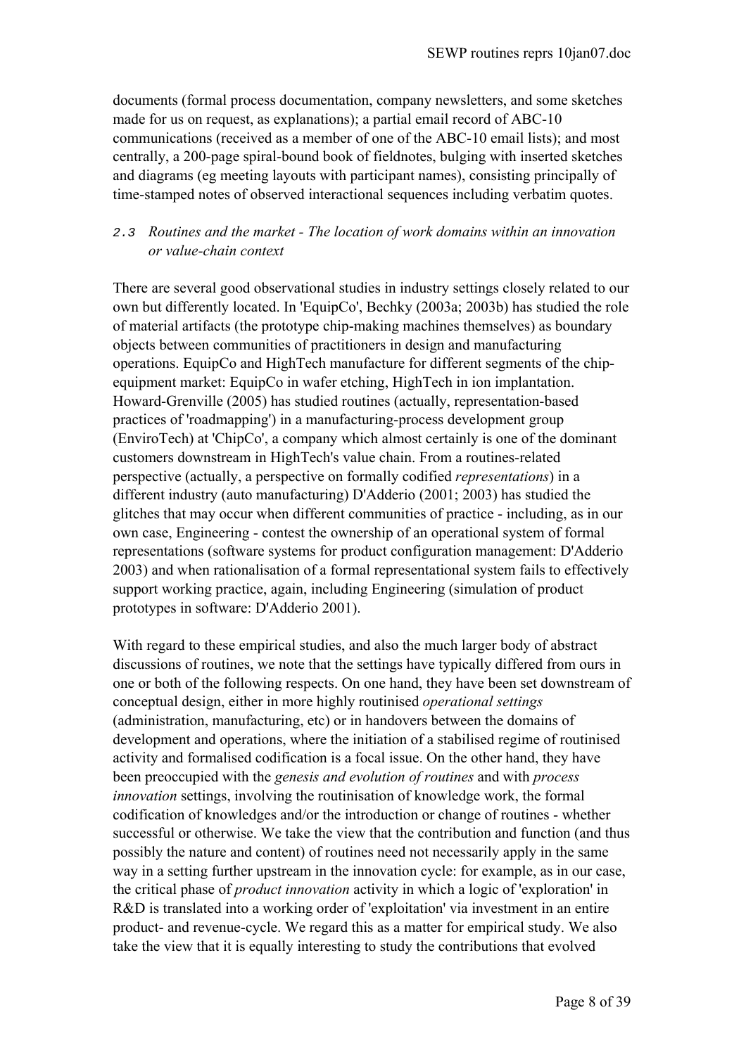documents (formal process documentation, company newsletters, and some sketches made for us on request, as explanations); a partial email record of ABC-10 communications (received as a member of one of the ABC-10 email lists); and most centrally, a 200-page spiral-bound book of fieldnotes, bulging with inserted sketches and diagrams (eg meeting layouts with participant names), consisting principally of time-stamped notes of observed interactional sequences including verbatim quotes.

### 2.3 *Routines and the market - The location of work domains within an innovation or value-chain context*

There are several good observational studies in industry settings closely related to our own but differently located. In 'EquipCo', Bechky (2003a; 2003b) has studied the role of material artifacts (the prototype chip-making machines themselves) as boundary objects between communities of practitioners in design and manufacturing operations. EquipCo and HighTech manufacture for different segments of the chip-equipment market: EquipCo in wafer etching, HighTech in ion implantation. Howard-Grenville (2005) has studied routines (actually, representation-based practices of 'roadmapping') in a manufacturing-process development group (EnviroTech) at 'ChipCo', a company which almost certainly is one of the dominant customers downstream in HighTech's value chain. From a routines-related perspective (actually, a perspective on formally codified *representations*) in a different industry (auto manufacturing) D'Adderio (2001; 2003) has studied the glitches that may occur when different communities of practice - including, as in our own case, Engineering - contest the ownership of an operational system of formal representations (software systems for product configuration management: D'Adderio 2003) and when rationalisation of a formal representational system fails to effectively support working practice, again, including Engineering (simulation of product prototypes in software: D'Adderio 2001).

With regard to these empirical studies, and also the much larger body of abstract discussions of routines, we note that the settings have typically differed from ours in one or both of the following respects. On one hand, they have been set downstream of conceptual design, either in more highly routinised *operational settings* (administration, manufacturing, etc) or in handovers between the domains of development and operations, where the initiation of a stabilised regime of routinised activity and formalised codification is a focal issue. On the other hand, they have been preoccupied with the *genesis and evolution of routines* and with *process innovation* settings, involving the routinisation of knowledge work, the formal codification of knowledges and/or the introduction or change of routines - whether successful or otherwise. We take the view that the contribution and function (and thus possibly the nature and content) of routines need not necessarily apply in the same way in a setting further upstream in the innovation cycle: for example, as in our case, the critical phase of *product innovation* activity in which a logic of 'exploration' in R&D is translated into a working order of 'exploitation' via investment in an entire product- and revenue-cycle. We regard this as a matter for empirical study. We also take the view that it is equally interesting to study the contributions that evolved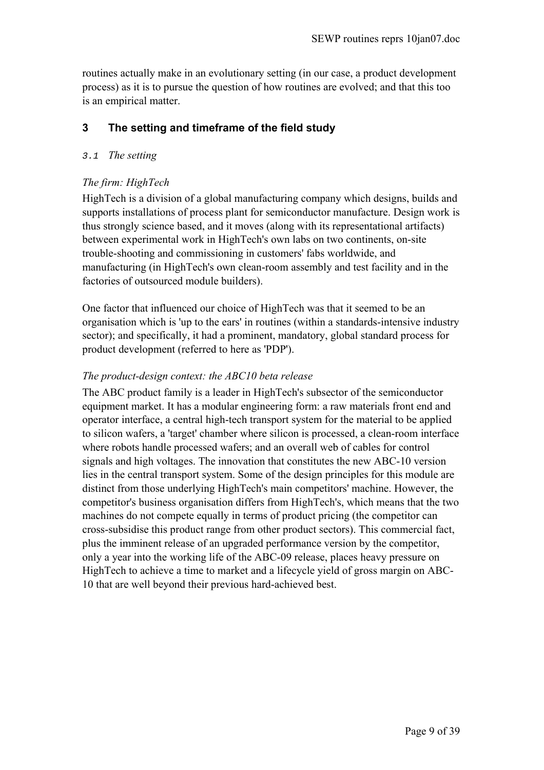routines actually make in an evolutionary setting (in our case, a product development process) as it is to pursue the question of how routines are evolved; and that this too is an empirical matter.

## 3 The setting and timeframe of the field study

### 3.1 *The setting*

*The firm: HighTech*

HighTech is a division of a global manufacturing company which designs, builds and supports installations of process plant for semiconductor manufacture. Design work is thus strongly science based, and it moves (along with its representational artifacts) between experimental work in HighTech's own labs on two continents, on-site trouble-shooting and commissioning in customers' fabs worldwide, and manufacturing (in HighTech's own clean-room assembly and test facility and in the factories of outsourced module builders).

One factor that influenced our choice of HighTech was that it seemed to be an organisation which is 'up to the ears' in routines (within a standards-intensive industry sector); and specifically, it had a prominent, mandatory, global standard process for product development (referred to here as 'PDP').

*The product-design context: the ABC10 beta release*

The ABC product family is a leader in HighTech's subsector of the semiconductor equipment market. It has a modular engineering form: a raw materials front end and operator interface, a central high-tech transport system for the material to be applied to silicon wafers, a 'target' chamber where silicon is processed, a clean-room interface where robots handle processed wafers; and an overall web of cables for control signals and high voltages. The innovation that constitutes the new ABC-10 version lies in the central transport system. Some of the design principles for this module are distinct from those underlying HighTech's main competitors' machine. However, the competitor's business organisation differs from HighTech's, which means that the two machines do not compete equally in terms of product pricing (the competitor can cross-subsidise this product range from other product sectors). This commercial fact, plus the imminent release of an upgraded performance version by the competitor, only a year into the working life of the ABC-09 release, places heavy pressure on HighTech to achieve a time to market and a lifecycle yield of gross margin on ABC-10 that are well beyond their previous hard-achieved best.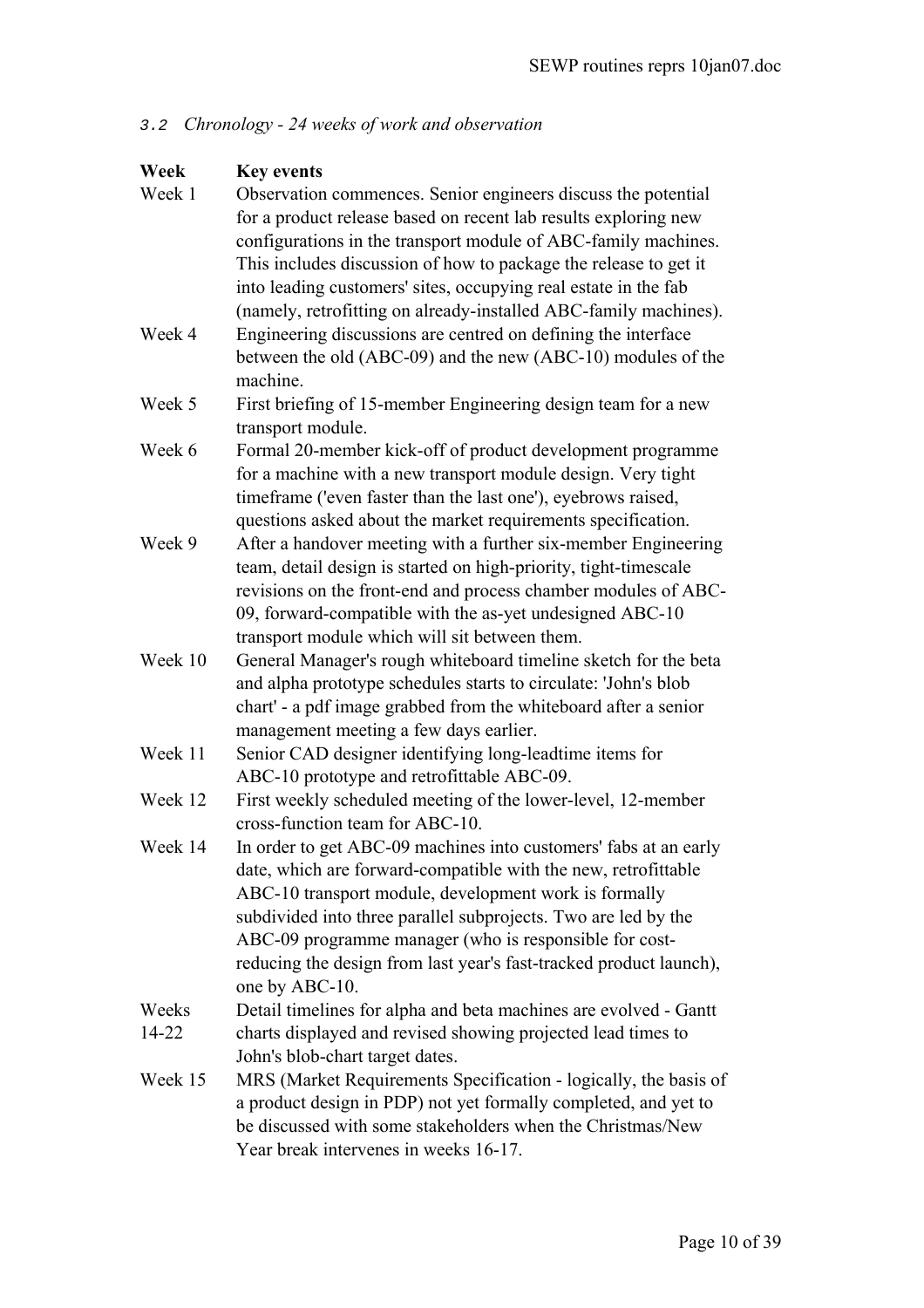### *3.2 Chronology - 24 weeks of work and observation*

| Week | Key events |
|---|---|
| Week 1 | Observation commences. Senior engineers discuss the potential for a product release based on recent lab results exploring new configurations in the transport module of ABC-family machines. This includes discussion of how to package the release to get it into leading customers' sites, occupying real estate in the fab (namely, retrofitting on already-installed ABC-family machines). |
| Week 4 | Engineering discussions are centred on defining the interface between the old (ABC-09) and the new (ABC-10) modules of the machine. |
| Week 5 | First briefing of 15-member Engineering design team for a new transport module. |
| Week 6 | Formal 20-member kick-off of product development programme for a machine with a new transport module design. Very tight timeframe ('even faster than the last one'), eyebrows raised, questions asked about the market requirements specification. |
| Week 9 | After a handover meeting with a further six-member Engineering team, detail design is started on high-priority, tight-timescale revisions on the front-end and process chamber modules of ABC-09, forward-compatible with the as-yet undesigned ABC-10 transport module which will sit between them. |
| Week 10 | General Manager's rough whiteboard timeline sketch for the beta and alpha prototype schedules starts to circulate: 'John's blob chart' - a pdf image grabbed from the whiteboard after a senior management meeting a few days earlier. |
| Week 11 | Senior CAD designer identifying long-leadtime items for ABC-10 prototype and retrofittable ABC-09. |
| Week 12 | First weekly scheduled meeting of the lower-level, 12-member cross-function team for ABC-10. |
| Week 14 | In order to get ABC-09 machines into customers' fabs at an early date, which are forward-compatible with the new, retrofittable ABC-10 transport module, development work is formally subdivided into three parallel subprojects. Two are led by the ABC-09 programme manager (who is responsible for cost-reducing the design from last year's fast-tracked product launch), one by ABC-10. |
| Weeks 14-22 | Detail timelines for alpha and beta machines are evolved - Gantt charts displayed and revised showing projected lead times to John's blob-chart target dates. |
| Week 15 | MRS (Market Requirements Specification - logically, the basis of a product design in PDP) not yet formally completed, and yet to be discussed with some stakeholders when the Christmas/New Year break intervenes in weeks 16-17. |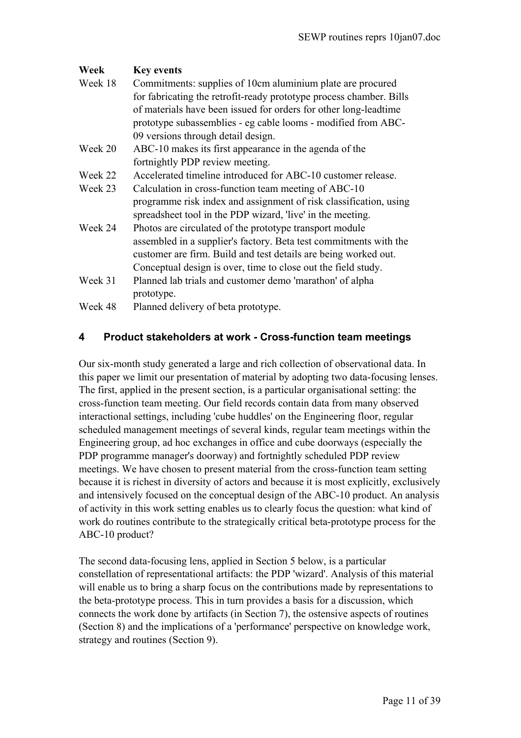| Week | Key events |
|---|---|
| Week 18 | Commitments: supplies of 10cm aluminium plate are procured for fabricating the retrofit-ready prototype process chamber. Bills of materials have been issued for orders for other long-leadtime prototype subassemblies - eg cable looms - modified from ABC-09 versions through detail design. |
| Week 20 | ABC-10 makes its first appearance in the agenda of the fortnightly PDP review meeting. |
| Week 22 | Accelerated timeline introduced for ABC-10 customer release. |
| Week 23 | Calculation in cross-function team meeting of ABC-10 programme risk index and assignment of risk classification, using spreadsheet tool in the PDP wizard, 'live' in the meeting. |
| Week 24 | Photos are circulated of the prototype transport module assembled in a supplier's factory. Beta test commitments with the customer are firm. Build and test details are being worked out. Conceptual design is over, time to close out the field study. |
| Week 31 | Planned lab trials and customer demo 'marathon' of alpha prototype. |
| Week 48 | Planned delivery of beta prototype. |

## 4 Product stakeholders at work - Cross-function team meetings

Our six-month study generated a large and rich collection of observational data. In this paper we limit our presentation of material by adopting two data-focusing lenses. The first, applied in the present section, is a particular organisational setting: the cross-function team meeting. Our field records contain data from many observed interactional settings, including 'cube huddles' on the Engineering floor, regular scheduled management meetings of several kinds, regular team meetings within the Engineering group, ad hoc exchanges in office and cube doorways (especially the PDP programme manager's doorway) and fortnightly scheduled PDP review meetings. We have chosen to present material from the cross-function team setting because it is richest in diversity of actors and because it is most explicitly, exclusively and intensively focused on the conceptual design of the ABC-10 product. An analysis of activity in this work setting enables us to clearly focus the question: what kind of work do routines contribute to the strategically critical beta-prototype process for the ABC-10 product?

The second data-focusing lens, applied in Section 5 below, is a particular constellation of representational artifacts: the PDP 'wizard'. Analysis of this material will enable us to bring a sharp focus on the contributions made by representations to the beta-prototype process. This in turn provides a basis for a discussion, which connects the work done by artifacts (in Section 7), the ostensive aspects of routines (Section 8) and the implications of a 'performance' perspective on knowledge work, strategy and routines (Section 9).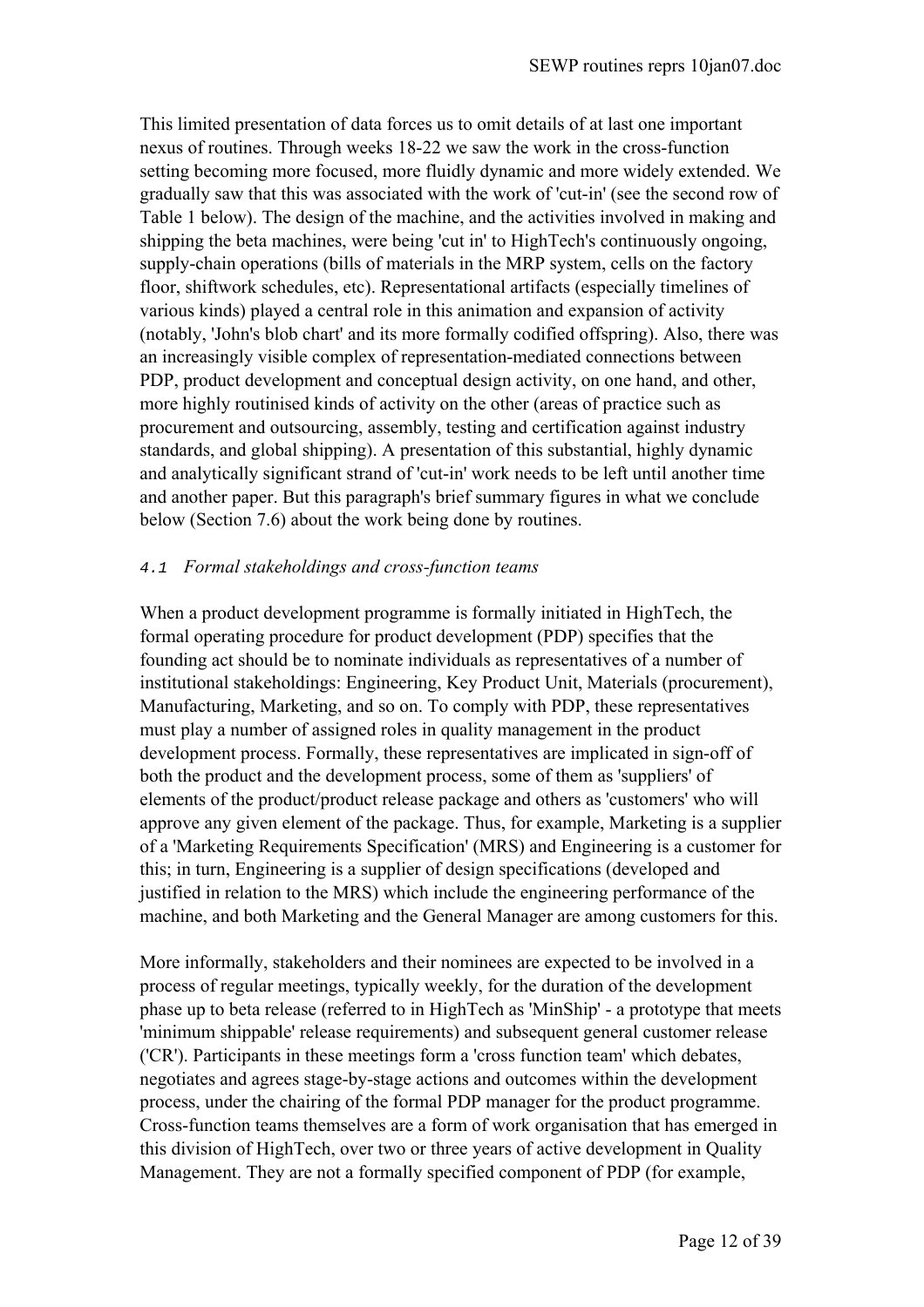This limited presentation of data forces us to omit details of at last one important nexus of routines. Through weeks 18-22 we saw the work in the cross-function setting becoming more focused, more fluidly dynamic and more widely extended. We gradually saw that this was associated with the work of 'cut-in' (see the second row of Table 1 below). The design of the machine, and the activities involved in making and shipping the beta machines, were being 'cut in' to HighTech's continuously ongoing, supply-chain operations (bills of materials in the MRP system, cells on the factory floor, shiftwork schedules, etc). Representational artifacts (especially timelines of various kinds) played a central role in this animation and expansion of activity (notably, 'John's blob chart' and its more formally codified offspring). Also, there was an increasingly visible complex of representation-mediated connections between PDP, product development and conceptual design activity, on one hand, and other, more highly routinised kinds of activity on the other (areas of practice such as procurement and outsourcing, assembly, testing and certification against industry standards, and global shipping). A presentation of this substantial, highly dynamic and analytically significant strand of 'cut-in' work needs to be left until another time and another paper. But this paragraph's brief summary figures in what we conclude below (Section 7.6) about the work being done by routines.

### *4.1 Formal stakeholdings and cross-function teams*

When a product development programme is formally initiated in HighTech, the formal operating procedure for product development (PDP) specifies that the founding act should be to nominate individuals as representatives of a number of institutional stakeholdings: Engineering, Key Product Unit, Materials (procurement), Manufacturing, Marketing, and so on. To comply with PDP, these representatives must play a number of assigned roles in quality management in the product development process. Formally, these representatives are implicated in sign-off of both the product and the development process, some of them as 'suppliers' of elements of the product/product release package and others as 'customers' who will approve any given element of the package. Thus, for example, Marketing is a supplier of a 'Marketing Requirements Specification' (MRS) and Engineering is a customer for this; in turn, Engineering is a supplier of design specifications (developed and justified in relation to the MRS) which include the engineering performance of the machine, and both Marketing and the General Manager are among customers for this.

More informally, stakeholders and their nominees are expected to be involved in a process of regular meetings, typically weekly, for the duration of the development phase up to beta release (referred to in HighTech as 'MinShip' - a prototype that meets 'minimum shippable' release requirements) and subsequent general customer release ('CR'). Participants in these meetings form a 'cross function team' which debates, negotiates and agrees stage-by-stage actions and outcomes within the development process, under the chairing of the formal PDP manager for the product programme. Cross-function teams themselves are a form of work organisation that has emerged in this division of HighTech, over two or three years of active development in Quality Management. They are not a formally specified component of PDP (for example,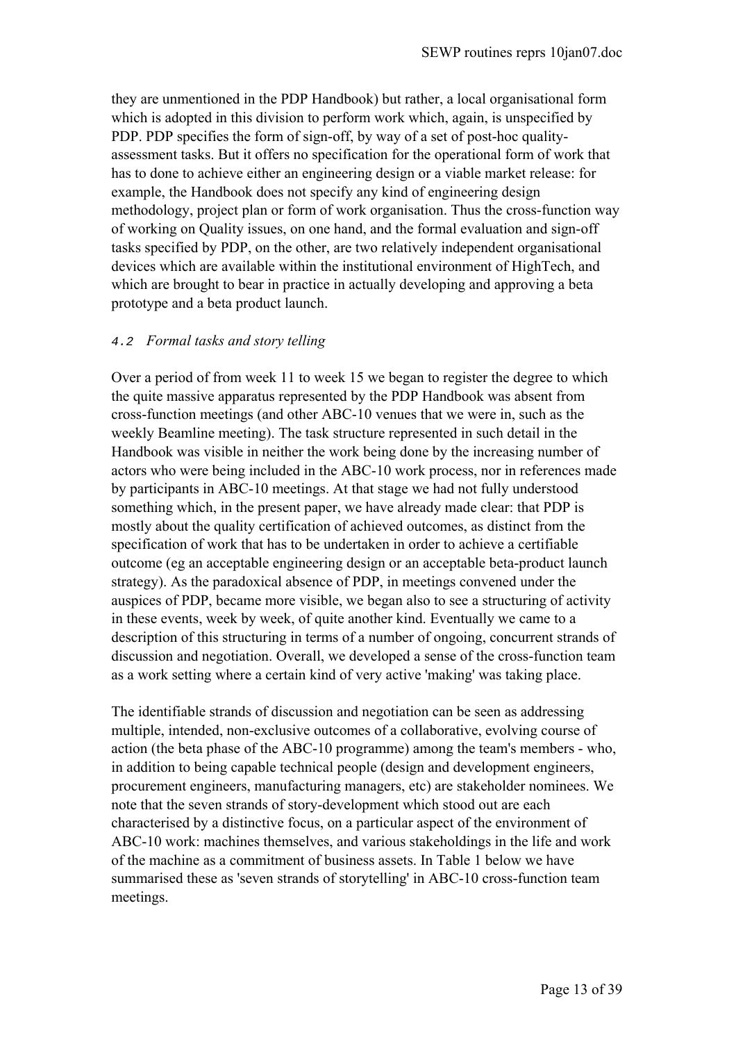they are unmentioned in the PDP Handbook) but rather, a local organisational form which is adopted in this division to perform work which, again, is unspecified by PDP. PDP specifies the form of sign-off, by way of a set of post-hoc quality-assessment tasks. But it offers no specification for the operational form of work that has to done to achieve either an engineering design or a viable market release: for example, the Handbook does not specify any kind of engineering design methodology, project plan or form of work organisation. Thus the cross-function way of working on Quality issues, on one hand, and the formal evaluation and sign-off tasks specified by PDP, on the other, are two relatively independent organisational devices which are available within the institutional environment of HighTech, and which are brought to bear in practice in actually developing and approving a beta prototype and a beta product launch.

### *4.2 Formal tasks and story telling*

Over a period of from week 11 to week 15 we began to register the degree to which the quite massive apparatus represented by the PDP Handbook was absent from cross-function meetings (and other ABC-10 venues that we were in, such as the weekly Beamline meeting). The task structure represented in such detail in the Handbook was visible in neither the work being done by the increasing number of actors who were being included in the ABC-10 work process, nor in references made by participants in ABC-10 meetings. At that stage we had not fully understood something which, in the present paper, we have already made clear: that PDP is mostly about the quality certification of achieved outcomes, as distinct from the specification of work that has to be undertaken in order to achieve a certifiable outcome (eg an acceptable engineering design or an acceptable beta-product launch strategy). As the paradoxical absence of PDP, in meetings convened under the auspices of PDP, became more visible, we began also to see a structuring of activity in these events, week by week, of quite another kind. Eventually we came to a description of this structuring in terms of a number of ongoing, concurrent strands of discussion and negotiation. Overall, we developed a sense of the cross-function team as a work setting where a certain kind of very active 'making' was taking place.

The identifiable strands of discussion and negotiation can be seen as addressing multiple, intended, non-exclusive outcomes of a collaborative, evolving course of action (the beta phase of the ABC-10 programme) among the team's members - who, in addition to being capable technical people (design and development engineers, procurement engineers, manufacturing managers, etc) are stakeholder nominees. We note that the seven strands of story-development which stood out are each characterised by a distinctive focus, on a particular aspect of the environment of ABC-10 work: machines themselves, and various stakeholdings in the life and work of the machine as a commitment of business assets. In Table 1 below we have summarised these as 'seven strands of storytelling' in ABC-10 cross-function team meetings.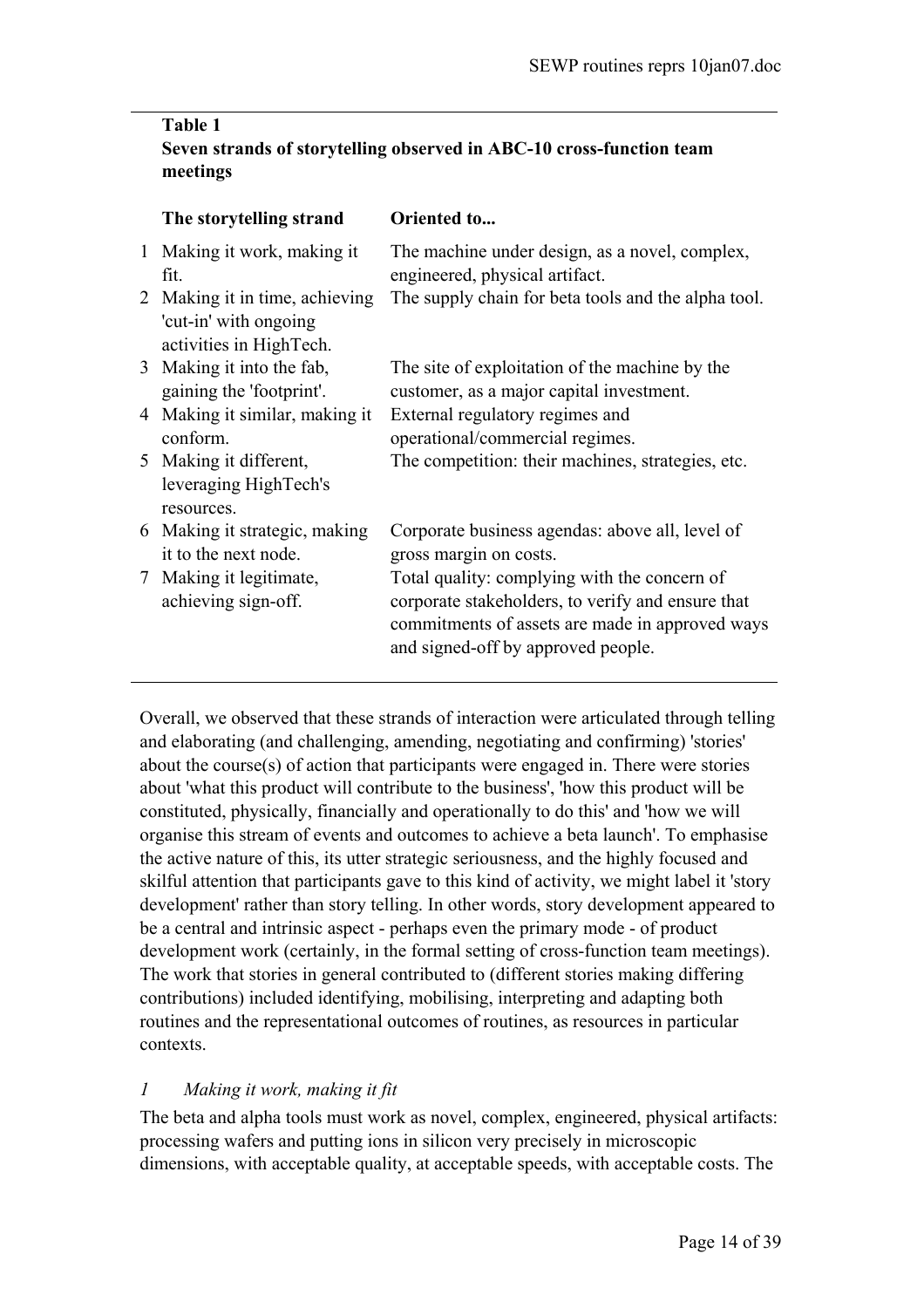**Table 1**
**Seven strands of storytelling observed in ABC-10 cross-function team meetings**

| | The storytelling strand | Oriented to... |
|---|---|---|
| 1 | Making it work, making it fit. | The machine under design, as a novel, complex, engineered, physical artifact. |
| 2 | Making it in time, achieving 'cut-in' with ongoing activities in HighTech. | The supply chain for beta tools and the alpha tool. |
| 3 | Making it into the fab, gaining the 'footprint'. | The site of exploitation of the machine by the customer, as a major capital investment. |
| 4 | Making it similar, making it conform. | External regulatory regimes and operational/commercial regimes. |
| 5 | Making it different, leveraging HighTech's resources. | The competition: their machines, strategies, etc. |
| 6 | Making it strategic, making it to the next node. | Corporate business agendas: above all, level of gross margin on costs. |
| 7 | Making it legitimate, achieving sign-off. | Total quality: complying with the concern of corporate stakeholders, to verify and ensure that commitments of assets are made in approved ways and signed-off by approved people. |

Overall, we observed that these strands of interaction were articulated through telling and elaborating (and challenging, amending, negotiating and confirming) 'stories' about the course(s) of action that participants were engaged in. There were stories about 'what this product will contribute to the business', 'how this product will be constituted, physically, financially and operationally to do this' and 'how we will organise this stream of events and outcomes to achieve a beta launch'. To emphasise the active nature of this, its utter strategic seriousness, and the highly focused and skilful attention that participants gave to this kind of activity, we might label it 'story development' rather than story telling. In other words, story development appeared to be a central and intrinsic aspect - perhaps even the primary mode - of product development work (certainly, in the formal setting of cross-function team meetings). The work that stories in general contributed to (different stories making differing contributions) included identifying, mobilising, interpreting and adapting both routines and the representational outcomes of routines, as resources in particular contexts.

### *1 Making it work, making it fit*

The beta and alpha tools must work as novel, complex, engineered, physical artifacts: processing wafers and putting ions in silicon very precisely in microscopic dimensions, with acceptable quality, at acceptable speeds, with acceptable costs. The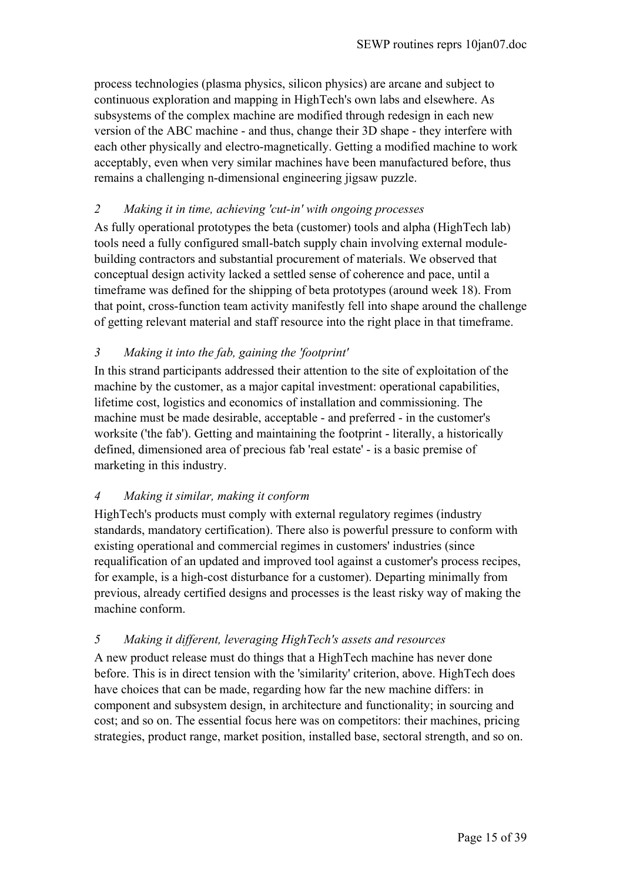process technologies (plasma physics, silicon physics) are arcane and subject to continuous exploration and mapping in HighTech's own labs and elsewhere. As subsystems of the complex machine are modified through redesign in each new version of the ABC machine - and thus, change their 3D shape - they interfere with each other physically and electro-magnetically. Getting a modified machine to work acceptably, even when very similar machines have been manufactured before, thus remains a challenging n-dimensional engineering jigsaw puzzle.

*2 Making it in time, achieving 'cut-in' with ongoing processes*

As fully operational prototypes the beta (customer) tools and alpha (HighTech lab) tools need a fully configured small-batch supply chain involving external module-building contractors and substantial procurement of materials. We observed that conceptual design activity lacked a settled sense of coherence and pace, until a timeframe was defined for the shipping of beta prototypes (around week 18). From that point, cross-function team activity manifestly fell into shape around the challenge of getting relevant material and staff resource into the right place in that timeframe.

*3 Making it into the fab, gaining the 'footprint'*

In this strand participants addressed their attention to the site of exploitation of the machine by the customer, as a major capital investment: operational capabilities, lifetime cost, logistics and economics of installation and commissioning. The machine must be made desirable, acceptable - and preferred - in the customer's worksite ('the fab'). Getting and maintaining the footprint - literally, a historically defined, dimensioned area of precious fab 'real estate' - is a basic premise of marketing in this industry.

*4 Making it similar, making it conform*

HighTech's products must comply with external regulatory regimes (industry standards, mandatory certification). There also is powerful pressure to conform with existing operational and commercial regimes in customers' industries (since requalification of an updated and improved tool against a customer's process recipes, for example, is a high-cost disturbance for a customer). Departing minimally from previous, already certified designs and processes is the least risky way of making the machine conform.

*5 Making it different, leveraging HighTech's assets and resources*

A new product release must do things that a HighTech machine has never done before. This is in direct tension with the 'similarity' criterion, above. HighTech does have choices that can be made, regarding how far the new machine differs: in component and subsystem design, in architecture and functionality; in sourcing and cost; and so on. The essential focus here was on competitors: their machines, pricing strategies, product range, market position, installed base, sectoral strength, and so on.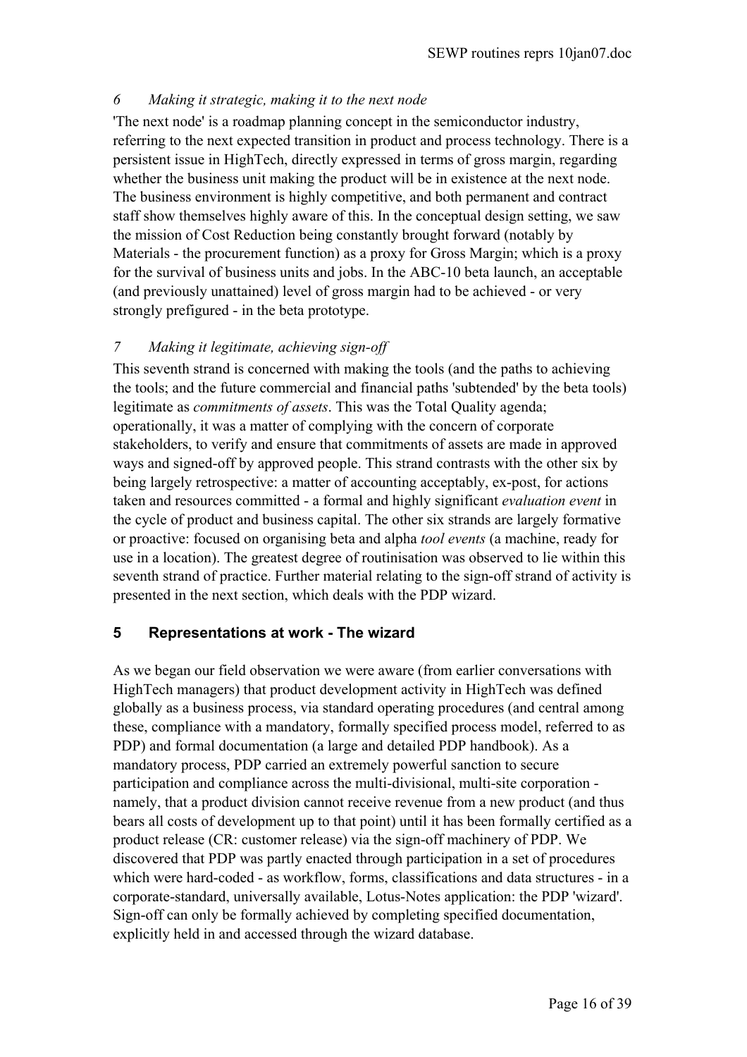### *6 Making it strategic, making it to the next node*

'The next node' is a roadmap planning concept in the semiconductor industry, referring to the next expected transition in product and process technology. There is a persistent issue in HighTech, directly expressed in terms of gross margin, regarding whether the business unit making the product will be in existence at the next node. The business environment is highly competitive, and both permanent and contract staff show themselves highly aware of this. In the conceptual design setting, we saw the mission of Cost Reduction being constantly brought forward (notably by Materials - the procurement function) as a proxy for Gross Margin; which is a proxy for the survival of business units and jobs. In the ABC-10 beta launch, an acceptable (and previously unattained) level of gross margin had to be achieved - or very strongly prefigured - in the beta prototype.

### *7 Making it legitimate, achieving sign-off*

This seventh strand is concerned with making the tools (and the paths to achieving the tools; and the future commercial and financial paths 'subtended' by the beta tools) legitimate as *commitments of assets*. This was the Total Quality agenda; operationally, it was a matter of complying with the concern of corporate stakeholders, to verify and ensure that commitments of assets are made in approved ways and signed-off by approved people. This strand contrasts with the other six by being largely retrospective: a matter of accounting acceptably, ex-post, for actions taken and resources committed - a formal and highly significant *evaluation event* in the cycle of product and business capital. The other six strands are largely formative or proactive: focused on organising beta and alpha *tool events* (a machine, ready for use in a location). The greatest degree of routinisation was observed to lie within this seventh strand of practice. Further material relating to the sign-off strand of activity is presented in the next section, which deals with the PDP wizard.

## 5 Representations at work - The wizard

As we began our field observation we were aware (from earlier conversations with HighTech managers) that product development activity in HighTech was defined globally as a business process, via standard operating procedures (and central among these, compliance with a mandatory, formally specified process model, referred to as PDP) and formal documentation (a large and detailed PDP handbook). As a mandatory process, PDP carried an extremely powerful sanction to secure participation and compliance across the multi-divisional, multi-site corporation - namely, that a product division cannot receive revenue from a new product (and thus bears all costs of development up to that point) until it has been formally certified as a product release (CR: customer release) via the sign-off machinery of PDP. We discovered that PDP was partly enacted through participation in a set of procedures which were hard-coded - as workflow, forms, classifications and data structures - in a corporate-standard, universally available, Lotus-Notes application: the PDP 'wizard'. Sign-off can only be formally achieved by completing specified documentation, explicitly held in and accessed through the wizard database.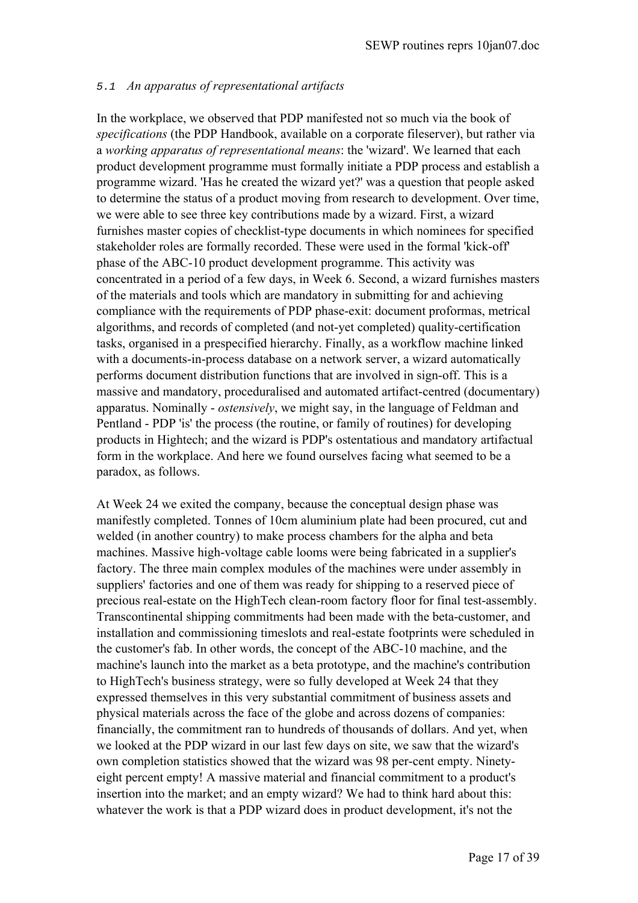### *5.1 An apparatus of representational artifacts*

In the workplace, we observed that PDP manifested not so much via the book of *specifications* (the PDP Handbook, available on a corporate fileserver), but rather via a *working apparatus of representational means*: the 'wizard'. We learned that each product development programme must formally initiate a PDP process and establish a programme wizard. 'Has he created the wizard yet?' was a question that people asked to determine the status of a product moving from research to development. Over time, we were able to see three key contributions made by a wizard. First, a wizard furnishes master copies of checklist-type documents in which nominees for specified stakeholder roles are formally recorded. These were used in the formal 'kick-off' phase of the ABC-10 product development programme. This activity was concentrated in a period of a few days, in Week 6. Second, a wizard furnishes masters of the materials and tools which are mandatory in submitting for and achieving compliance with the requirements of PDP phase-exit: document proformas, metrical algorithms, and records of completed (and not-yet completed) quality-certification tasks, organised in a prespecified hierarchy. Finally, as a workflow machine linked with a documents-in-process database on a network server, a wizard automatically performs document distribution functions that are involved in sign-off. This is a massive and mandatory, proceduralised and automated artifact-centred (documentary) apparatus. Nominally - *ostensively*, we might say, in the language of Feldman and Pentland - PDP 'is' the process (the routine, or family of routines) for developing products in Hightech; and the wizard is PDP's ostentatious and mandatory artifactual form in the workplace. And here we found ourselves facing what seemed to be a paradox, as follows.

At Week 24 we exited the company, because the conceptual design phase was manifestly completed. Tonnes of 10cm aluminium plate had been procured, cut and welded (in another country) to make process chambers for the alpha and beta machines. Massive high-voltage cable looms were being fabricated in a supplier's factory. The three main complex modules of the machines were under assembly in suppliers' factories and one of them was ready for shipping to a reserved piece of precious real-estate on the HighTech clean-room factory floor for final test-assembly. Transcontinental shipping commitments had been made with the beta-customer, and installation and commissioning timeslots and real-estate footprints were scheduled in the customer's fab. In other words, the concept of the ABC-10 machine, and the machine's launch into the market as a beta prototype, and the machine's contribution to HighTech's business strategy, were so fully developed at Week 24 that they expressed themselves in this very substantial commitment of business assets and physical materials across the face of the globe and across dozens of companies: financially, the commitment ran to hundreds of thousands of dollars. And yet, when we looked at the PDP wizard in our last few days on site, we saw that the wizard's own completion statistics showed that the wizard was 98 per-cent empty. Ninety-eight percent empty! A massive material and financial commitment to a product's insertion into the market; and an empty wizard? We had to think hard about this: whatever the work is that a PDP wizard does in product development, it's not the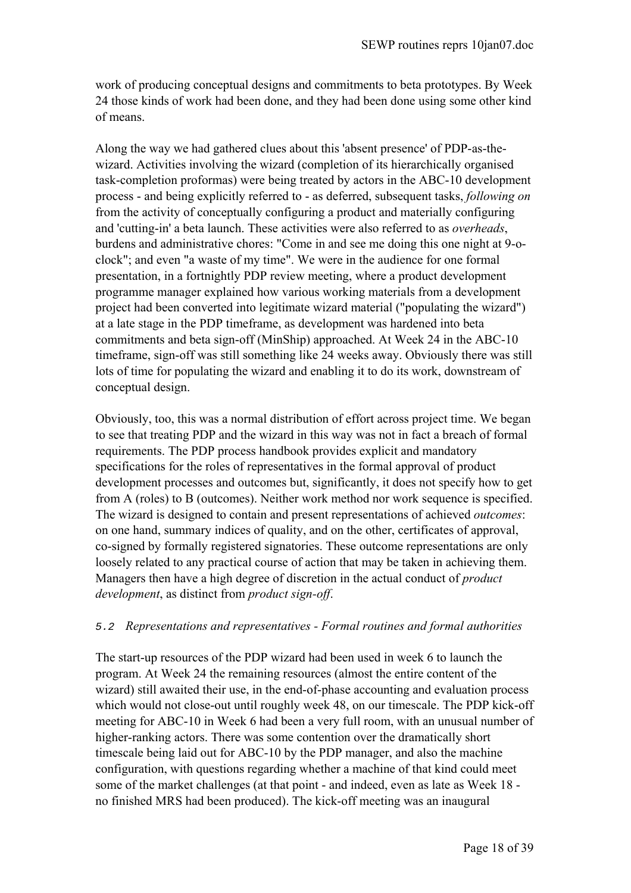work of producing conceptual designs and commitments to beta prototypes. By Week 24 those kinds of work had been done, and they had been done using some other kind of means.

Along the way we had gathered clues about this 'absent presence' of PDP-as-the-wizard. Activities involving the wizard (completion of its hierarchically organised task-completion proformas) were being treated by actors in the ABC-10 development process - and being explicitly referred to - as deferred, subsequent tasks, *following on* from the activity of conceptually configuring a product and materially configuring and 'cutting-in' a beta launch. These activities were also referred to as *overheads*, burdens and administrative chores: "Come in and see me doing this one night at 9-o-clock"; and even "a waste of my time". We were in the audience for one formal presentation, in a fortnightly PDP review meeting, where a product development programme manager explained how various working materials from a development project had been converted into legitimate wizard material ("populating the wizard") at a late stage in the PDP timeframe, as development was hardened into beta commitments and beta sign-off (MinShip) approached. At Week 24 in the ABC-10 timeframe, sign-off was still something like 24 weeks away. Obviously there was still lots of time for populating the wizard and enabling it to do its work, downstream of conceptual design.

Obviously, too, this was a normal distribution of effort across project time. We began to see that treating PDP and the wizard in this way was not in fact a breach of formal requirements. The PDP process handbook provides explicit and mandatory specifications for the roles of representatives in the formal approval of product development processes and outcomes but, significantly, it does not specify how to get from A (roles) to B (outcomes). Neither work method nor work sequence is specified. The wizard is designed to contain and present representations of achieved *outcomes*: on one hand, summary indices of quality, and on the other, certificates of approval, co-signed by formally registered signatories. These outcome representations are only loosely related to any practical course of action that may be taken in achieving them. Managers then have a high degree of discretion in the actual conduct of *product development*, as distinct from *product sign-off*.

### 5.2 *Representations and representatives - Formal routines and formal authorities*

The start-up resources of the PDP wizard had been used in week 6 to launch the program. At Week 24 the remaining resources (almost the entire content of the wizard) still awaited their use, in the end-of-phase accounting and evaluation process which would not close-out until roughly week 48, on our timescale. The PDP kick-off meeting for ABC-10 in Week 6 had been a very full room, with an unusual number of higher-ranking actors. There was some contention over the dramatically short timescale being laid out for ABC-10 by the PDP manager, and also the machine configuration, with questions regarding whether a machine of that kind could meet some of the market challenges (at that point - and indeed, even as late as Week 18 - no finished MRS had been produced). The kick-off meeting was an inaugural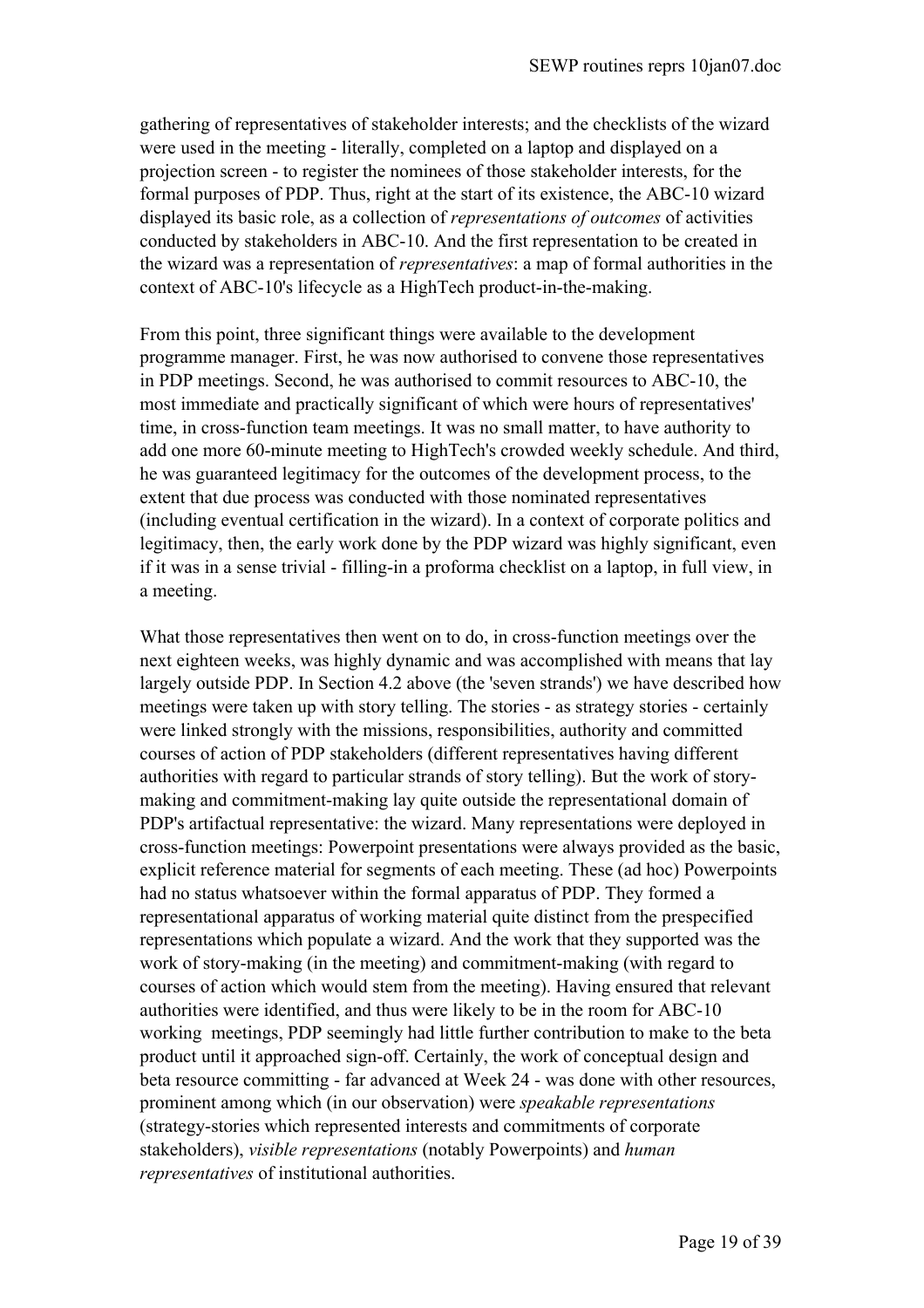gathering of representatives of stakeholder interests; and the checklists of the wizard were used in the meeting - literally, completed on a laptop and displayed on a projection screen - to register the nominees of those stakeholder interests, for the formal purposes of PDP. Thus, right at the start of its existence, the ABC-10 wizard displayed its basic role, as a collection of *representations of outcomes* of activities conducted by stakeholders in ABC-10. And the first representation to be created in the wizard was a representation of *representatives*: a map of formal authorities in the context of ABC-10's lifecycle as a HighTech product-in-the-making.

From this point, three significant things were available to the development programme manager. First, he was now authorised to convene those representatives in PDP meetings. Second, he was authorised to commit resources to ABC-10, the most immediate and practically significant of which were hours of representatives' time, in cross-function team meetings. It was no small matter, to have authority to add one more 60-minute meeting to HighTech's crowded weekly schedule. And third, he was guaranteed legitimacy for the outcomes of the development process, to the extent that due process was conducted with those nominated representatives (including eventual certification in the wizard). In a context of corporate politics and legitimacy, then, the early work done by the PDP wizard was highly significant, even if it was in a sense trivial - filling-in a proforma checklist on a laptop, in full view, in a meeting.

What those representatives then went on to do, in cross-function meetings over the next eighteen weeks, was highly dynamic and was accomplished with means that lay largely outside PDP. In Section 4.2 above (the 'seven strands') we have described how meetings were taken up with story telling. The stories - as strategy stories - certainly were linked strongly with the missions, responsibilities, authority and committed courses of action of PDP stakeholders (different representatives having different authorities with regard to particular strands of story telling). But the work of story-making and commitment-making lay quite outside the representational domain of PDP's artifactual representative: the wizard. Many representations were deployed in cross-function meetings: Powerpoint presentations were always provided as the basic, explicit reference material for segments of each meeting. These (ad hoc) Powerpoints had no status whatsoever within the formal apparatus of PDP. They formed a representational apparatus of working material quite distinct from the prespecified representations which populate a wizard. And the work that they supported was the work of story-making (in the meeting) and commitment-making (with regard to courses of action which would stem from the meeting). Having ensured that relevant authorities were identified, and thus were likely to be in the room for ABC-10 working meetings, PDP seemingly had little further contribution to make to the beta product until it approached sign-off. Certainly, the work of conceptual design and beta resource committing - far advanced at Week 24 - was done with other resources, prominent among which (in our observation) were *speakable representations* (strategy-stories which represented interests and commitments of corporate stakeholders), *visible representations* (notably Powerpoints) and *human representatives* of institutional authorities.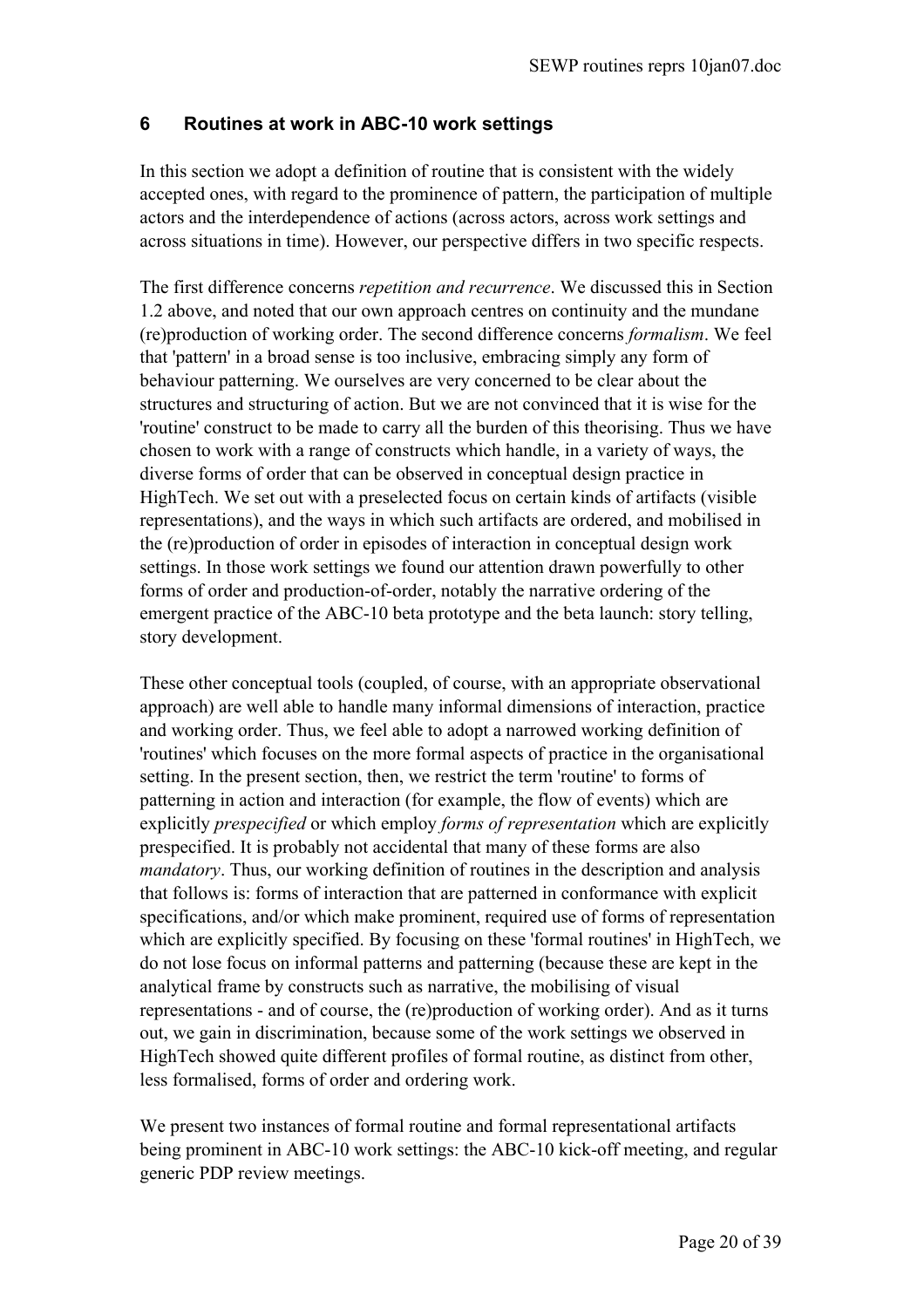## 6 Routines at work in ABC-10 work settings

In this section we adopt a definition of routine that is consistent with the widely accepted ones, with regard to the prominence of pattern, the participation of multiple actors and the interdependence of actions (across actors, across work settings and across situations in time). However, our perspective differs in two specific respects.

The first difference concerns *repetition and recurrence*. We discussed this in Section 1.2 above, and noted that our own approach centres on continuity and the mundane (re)production of working order. The second difference concerns *formalism*. We feel that 'pattern' in a broad sense is too inclusive, embracing simply any form of behaviour patterning. We ourselves are very concerned to be clear about the structures and structuring of action. But we are not convinced that it is wise for the 'routine' construct to be made to carry all the burden of this theorising. Thus we have chosen to work with a range of constructs which handle, in a variety of ways, the diverse forms of order that can be observed in conceptual design practice in HighTech. We set out with a preselected focus on certain kinds of artifacts (visible representations), and the ways in which such artifacts are ordered, and mobilised in the (re)production of order in episodes of interaction in conceptual design work settings. In those work settings we found our attention drawn powerfully to other forms of order and production-of-order, notably the narrative ordering of the emergent practice of the ABC-10 beta prototype and the beta launch: story telling, story development.

These other conceptual tools (coupled, of course, with an appropriate observational approach) are well able to handle many informal dimensions of interaction, practice and working order. Thus, we feel able to adopt a narrowed working definition of 'routines' which focuses on the more formal aspects of practice in the organisational setting. In the present section, then, we restrict the term 'routine' to forms of patterning in action and interaction (for example, the flow of events) which are explicitly *prespecified* or which employ *forms of representation* which are explicitly prespecified. It is probably not accidental that many of these forms are also *mandatory*. Thus, our working definition of routines in the description and analysis that follows is: forms of interaction that are patterned in conformance with explicit specifications, and/or which make prominent, required use of forms of representation which are explicitly specified. By focusing on these 'formal routines' in HighTech, we do not lose focus on informal patterns and patterning (because these are kept in the analytical frame by constructs such as narrative, the mobilising of visual representations - and of course, the (re)production of working order). And as it turns out, we gain in discrimination, because some of the work settings we observed in HighTech showed quite different profiles of formal routine, as distinct from other, less formalised, forms of order and ordering work.

We present two instances of formal routine and formal representational artifacts being prominent in ABC-10 work settings: the ABC-10 kick-off meeting, and regular generic PDP review meetings.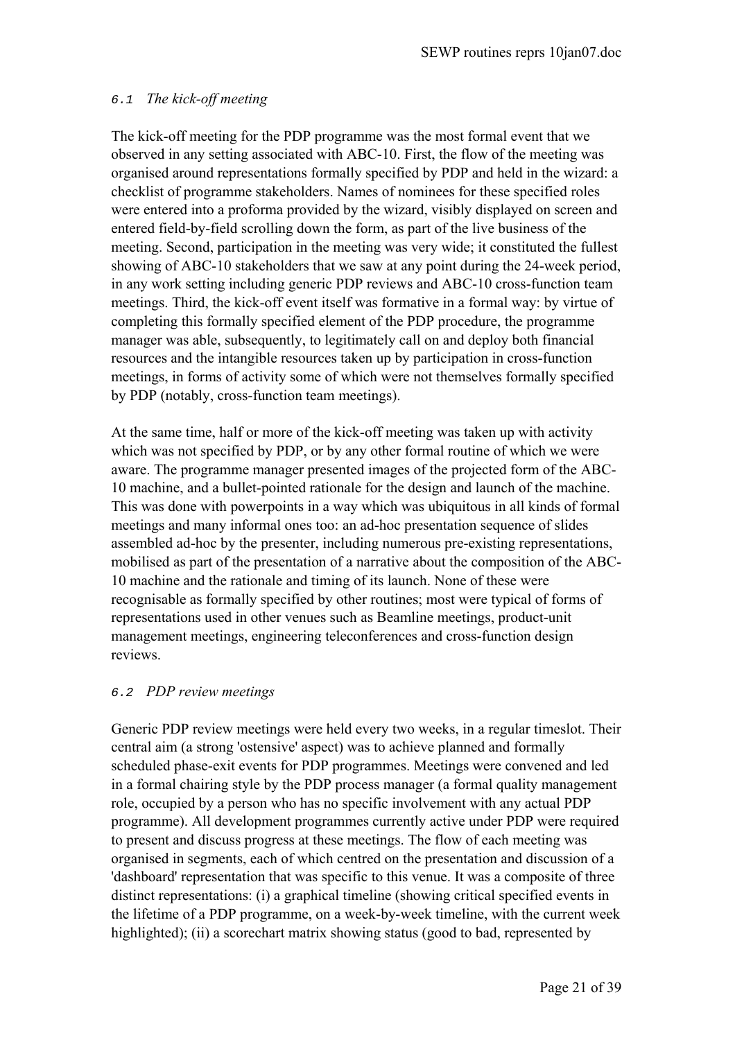### *6.1 The kick-off meeting*

The kick-off meeting for the PDP programme was the most formal event that we observed in any setting associated with ABC-10. First, the flow of the meeting was organised around representations formally specified by PDP and held in the wizard: a checklist of programme stakeholders. Names of nominees for these specified roles were entered into a proforma provided by the wizard, visibly displayed on screen and entered field-by-field scrolling down the form, as part of the live business of the meeting. Second, participation in the meeting was very wide; it constituted the fullest showing of ABC-10 stakeholders that we saw at any point during the 24-week period, in any work setting including generic PDP reviews and ABC-10 cross-function team meetings. Third, the kick-off event itself was formative in a formal way: by virtue of completing this formally specified element of the PDP procedure, the programme manager was able, subsequently, to legitimately call on and deploy both financial resources and the intangible resources taken up by participation in cross-function meetings, in forms of activity some of which were not themselves formally specified by PDP (notably, cross-function team meetings).

At the same time, half or more of the kick-off meeting was taken up with activity which was not specified by PDP, or by any other formal routine of which we were aware. The programme manager presented images of the projected form of the ABC-10 machine, and a bullet-pointed rationale for the design and launch of the machine. This was done with powerpoints in a way which was ubiquitous in all kinds of formal meetings and many informal ones too: an ad-hoc presentation sequence of slides assembled ad-hoc by the presenter, including numerous pre-existing representations, mobilised as part of the presentation of a narrative about the composition of the ABC-10 machine and the rationale and timing of its launch. None of these were recognisable as formally specified by other routines; most were typical of forms of representations used in other venues such as Beamline meetings, product-unit management meetings, engineering teleconferences and cross-function design reviews.

### *6.2 PDP review meetings*

Generic PDP review meetings were held every two weeks, in a regular timeslot. Their central aim (a strong 'ostensive' aspect) was to achieve planned and formally scheduled phase-exit events for PDP programmes. Meetings were convened and led in a formal chairing style by the PDP process manager (a formal quality management role, occupied by a person who has no specific involvement with any actual PDP programme). All development programmes currently active under PDP were required to present and discuss progress at these meetings. The flow of each meeting was organised in segments, each of which centred on the presentation and discussion of a 'dashboard' representation that was specific to this venue. It was a composite of three distinct representations: (i) a graphical timeline (showing critical specified events in the lifetime of a PDP programme, on a week-by-week timeline, with the current week highlighted); (ii) a scorechart matrix showing status (good to bad, represented by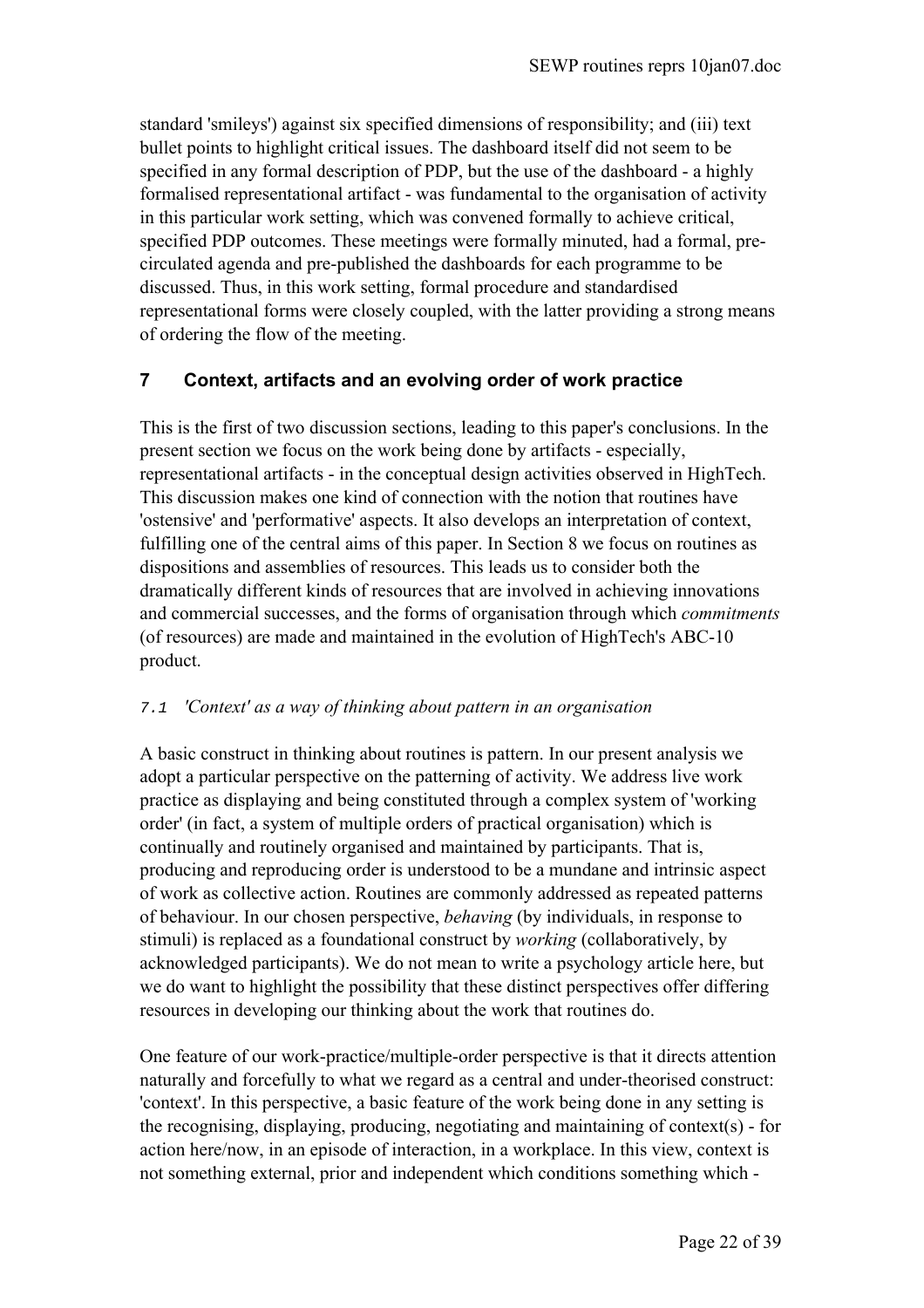standard 'smileys') against six specified dimensions of responsibility; and (iii) text bullet points to highlight critical issues. The dashboard itself did not seem to be specified in any formal description of PDP, but the use of the dashboard - a highly formalised representational artifact - was fundamental to the organisation of activity in this particular work setting, which was convened formally to achieve critical, specified PDP outcomes. These meetings were formally minuted, had a formal, pre-circulated agenda and pre-published the dashboards for each programme to be discussed. Thus, in this work setting, formal procedure and standardised representational forms were closely coupled, with the latter providing a strong means of ordering the flow of the meeting.

## 7 Context, artifacts and an evolving order of work practice

This is the first of two discussion sections, leading to this paper's conclusions. In the present section we focus on the work being done by artifacts - especially, representational artifacts - in the conceptual design activities observed in HighTech. This discussion makes one kind of connection with the notion that routines have 'ostensive' and 'performative' aspects. It also develops an interpretation of context, fulfilling one of the central aims of this paper. In Section 8 we focus on routines as dispositions and assemblies of resources. This leads us to consider both the dramatically different kinds of resources that are involved in achieving innovations and commercial successes, and the forms of organisation through which *commitments* (of resources) are made and maintained in the evolution of HighTech's ABC-10 product.

### *7.1 'Context' as a way of thinking about pattern in an organisation*

A basic construct in thinking about routines is pattern. In our present analysis we adopt a particular perspective on the patterning of activity. We address live work practice as displaying and being constituted through a complex system of 'working order' (in fact, a system of multiple orders of practical organisation) which is continually and routinely organised and maintained by participants. That is, producing and reproducing order is understood to be a mundane and intrinsic aspect of work as collective action. Routines are commonly addressed as repeated patterns of behaviour. In our chosen perspective, *behaving* (by individuals, in response to stimuli) is replaced as a foundational construct by *working* (collaboratively, by acknowledged participants). We do not mean to write a psychology article here, but we do want to highlight the possibility that these distinct perspectives offer differing resources in developing our thinking about the work that routines do.

One feature of our work-practice/multiple-order perspective is that it directs attention naturally and forcefully to what we regard as a central and under-theorised construct: 'context'. In this perspective, a basic feature of the work being done in any setting is the recognising, displaying, producing, negotiating and maintaining of context(s) - for action here/now, in an episode of interaction, in a workplace. In this view, context is not something external, prior and independent which conditions something which -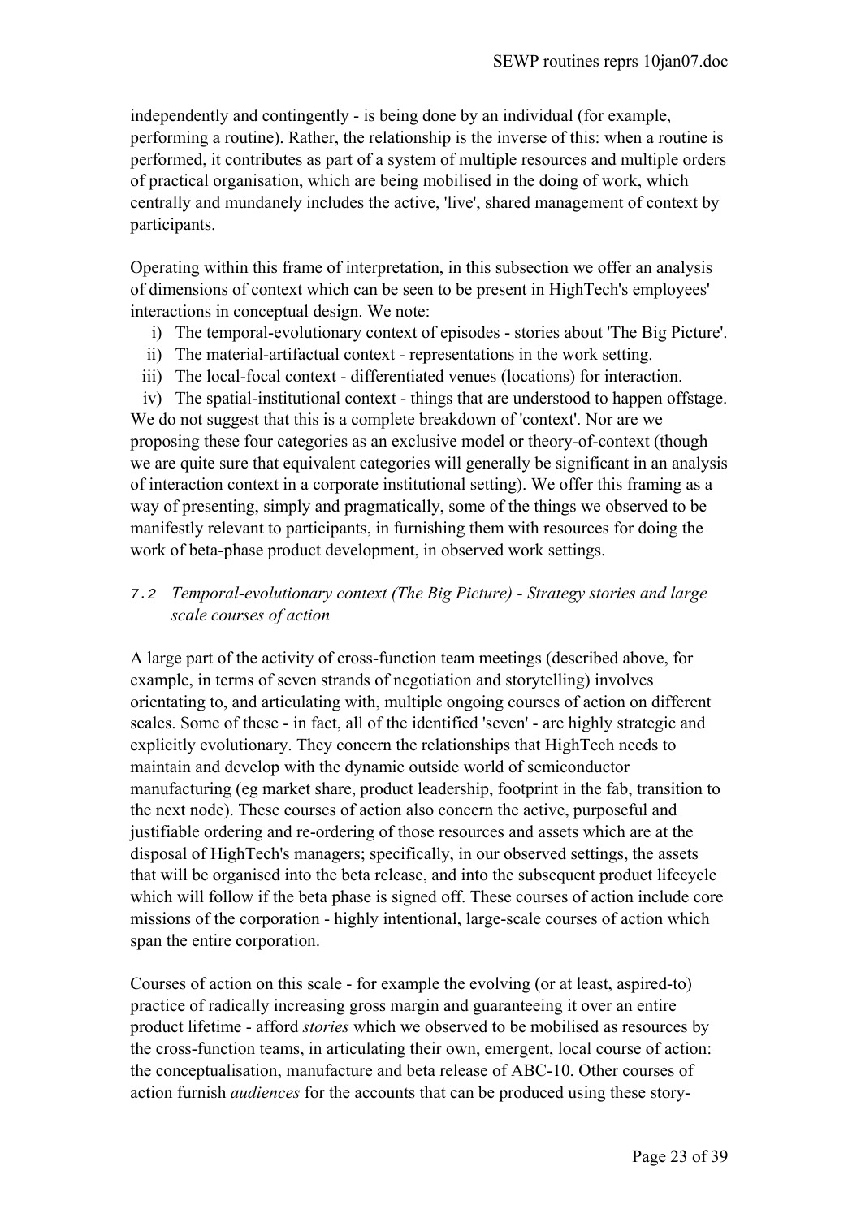independently and contingently - is being done by an individual (for example, performing a routine). Rather, the relationship is the inverse of this: when a routine is performed, it contributes as part of a system of multiple resources and multiple orders of practical organisation, which are being mobilised in the doing of work, which centrally and mundanely includes the active, 'live', shared management of context by participants.

Operating within this frame of interpretation, in this subsection we offer an analysis of dimensions of context which can be seen to be present in HighTech's employees' interactions in conceptual design. We note:

i) The temporal-evolutionary context of episodes - stories about 'The Big Picture'.
ii) The material-artifactual context - representations in the work setting.
iii) The local-focal context - differentiated venues (locations) for interaction.
iv) The spatial-institutional context - things that are understood to happen offstage.

We do not suggest that this is a complete breakdown of 'context'. Nor are we proposing these four categories as an exclusive model or theory-of-context (though we are quite sure that equivalent categories will generally be significant in an analysis of interaction context in a corporate institutional setting). We offer this framing as a way of presenting, simply and pragmatically, some of the things we observed to be manifestly relevant to participants, in furnishing them with resources for doing the work of beta-phase product development, in observed work settings.

### *7.2 Temporal-evolutionary context (The Big Picture) - Strategy stories and large scale courses of action*

A large part of the activity of cross-function team meetings (described above, for example, in terms of seven strands of negotiation and storytelling) involves orientating to, and articulating with, multiple ongoing courses of action on different scales. Some of these - in fact, all of the identified 'seven' - are highly strategic and explicitly evolutionary. They concern the relationships that HighTech needs to maintain and develop with the dynamic outside world of semiconductor manufacturing (eg market share, product leadership, footprint in the fab, transition to the next node). These courses of action also concern the active, purposeful and justifiable ordering and re-ordering of those resources and assets which are at the disposal of HighTech's managers; specifically, in our observed settings, the assets that will be organised into the beta release, and into the subsequent product lifecycle which will follow if the beta phase is signed off. These courses of action include core missions of the corporation - highly intentional, large-scale courses of action which span the entire corporation.

Courses of action on this scale - for example the evolving (or at least, aspired-to) practice of radically increasing gross margin and guaranteeing it over an entire product lifetime - afford *stories* which we observed to be mobilised as resources by the cross-function teams, in articulating their own, emergent, local course of action: the conceptualisation, manufacture and beta release of ABC-10. Other courses of action furnish *audiences* for the accounts that can be produced using these story-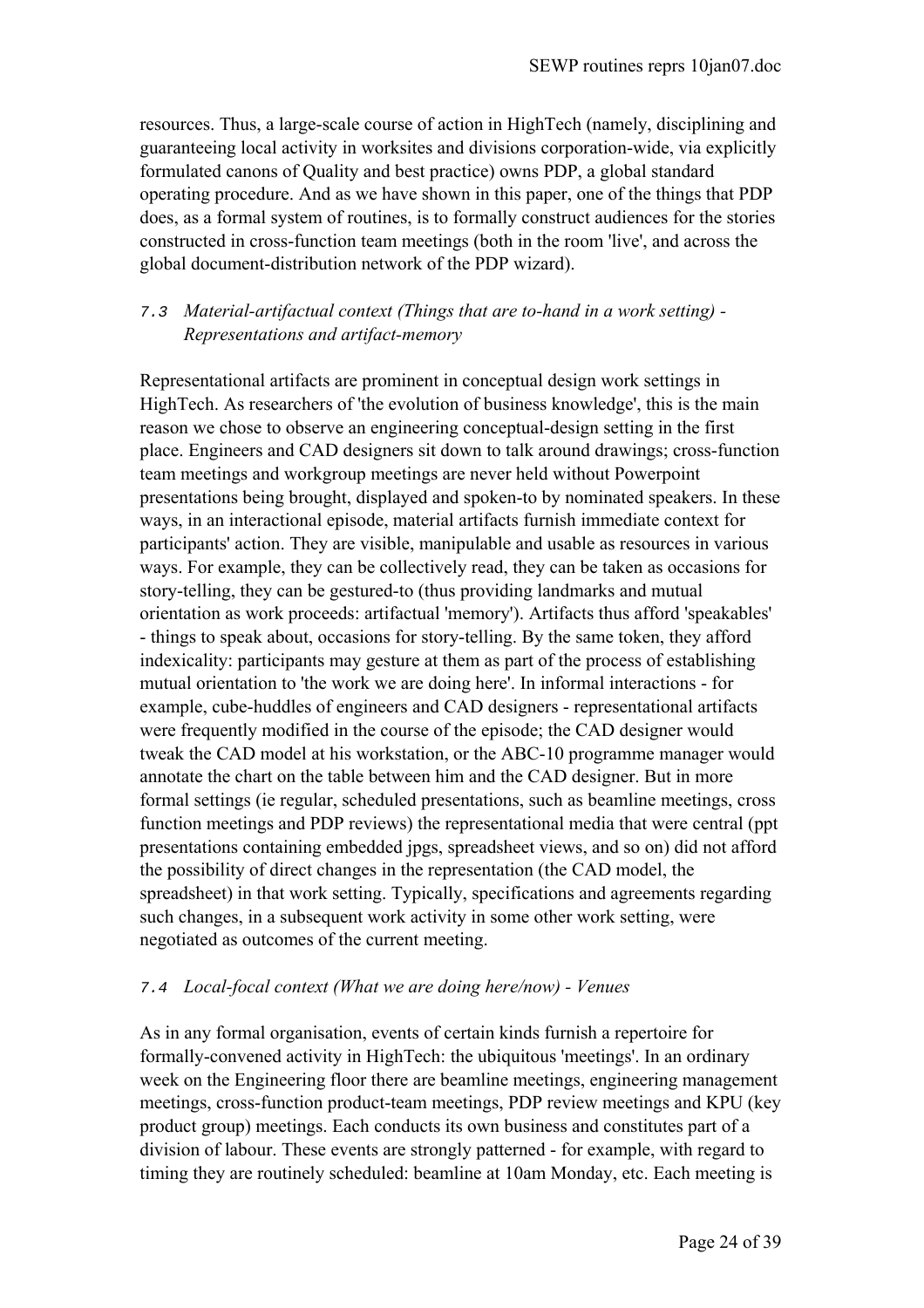resources. Thus, a large-scale course of action in HighTech (namely, disciplining and guaranteeing local activity in worksites and divisions corporation-wide, via explicitly formulated canons of Quality and best practice) owns PDP, a global standard operating procedure. And as we have shown in this paper, one of the things that PDP does, as a formal system of routines, is to formally construct audiences for the stories constructed in cross-function team meetings (both in the room 'live', and across the global document-distribution network of the PDP wizard).

### 7.3 *Material-artifactual context (Things that are to-hand in a work setting) - Representations and artifact-memory*

Representational artifacts are prominent in conceptual design work settings in HighTech. As researchers of 'the evolution of business knowledge', this is the main reason we chose to observe an engineering conceptual-design setting in the first place. Engineers and CAD designers sit down to talk around drawings; cross-function team meetings and workgroup meetings are never held without Powerpoint presentations being brought, displayed and spoken-to by nominated speakers. In these ways, in an interactional episode, material artifacts furnish immediate context for participants' action. They are visible, manipulable and usable as resources in various ways. For example, they can be collectively read, they can be taken as occasions for story-telling, they can be gestured-to (thus providing landmarks and mutual orientation as work proceeds: artifactual 'memory'). Artifacts thus afford 'speakables' - things to speak about, occasions for story-telling. By the same token, they afford indexicality: participants may gesture at them as part of the process of establishing mutual orientation to 'the work we are doing here'. In informal interactions - for example, cube-huddles of engineers and CAD designers - representational artifacts were frequently modified in the course of the episode; the CAD designer would tweak the CAD model at his workstation, or the ABC-10 programme manager would annotate the chart on the table between him and the CAD designer. But in more formal settings (ie regular, scheduled presentations, such as beamline meetings, cross function meetings and PDP reviews) the representational media that were central (ppt presentations containing embedded jpgs, spreadsheet views, and so on) did not afford the possibility of direct changes in the representation (the CAD model, the spreadsheet) in that work setting. Typically, specifications and agreements regarding such changes, in a subsequent work activity in some other work setting, were negotiated as outcomes of the current meeting.

### 7.4 *Local-focal context (What we are doing here/now) - Venues*

As in any formal organisation, events of certain kinds furnish a repertoire for formally-convened activity in HighTech: the ubiquitous 'meetings'. In an ordinary week on the Engineering floor there are beamline meetings, engineering management meetings, cross-function product-team meetings, PDP review meetings and KPU (key product group) meetings. Each conducts its own business and constitutes part of a division of labour. These events are strongly patterned - for example, with regard to timing they are routinely scheduled: beamline at 10am Monday, etc. Each meeting is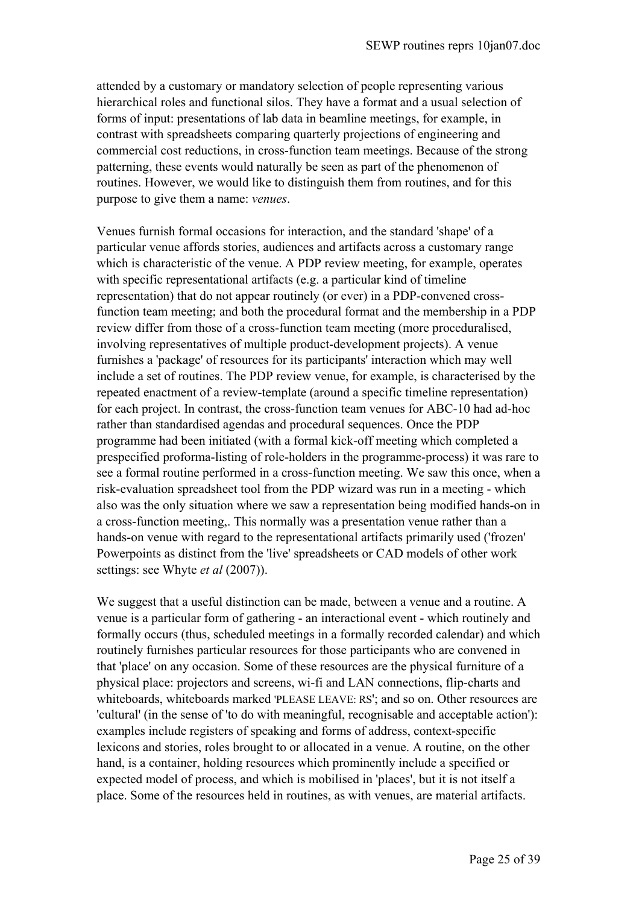attended by a customary or mandatory selection of people representing various hierarchical roles and functional silos. They have a format and a usual selection of forms of input: presentations of lab data in beamline meetings, for example, in contrast with spreadsheets comparing quarterly projections of engineering and commercial cost reductions, in cross-function team meetings. Because of the strong patterning, these events would naturally be seen as part of the phenomenon of routines. However, we would like to distinguish them from routines, and for this purpose to give them a name: *venues*.

Venues furnish formal occasions for interaction, and the standard 'shape' of a particular venue affords stories, audiences and artifacts across a customary range which is characteristic of the venue. A PDP review meeting, for example, operates with specific representational artifacts (e.g. a particular kind of timeline representation) that do not appear routinely (or ever) in a PDP-convened cross-function team meeting; and both the procedural format and the membership in a PDP review differ from those of a cross-function team meeting (more proceduralised, involving representatives of multiple product-development projects). A venue furnishes a 'package' of resources for its participants' interaction which may well include a set of routines. The PDP review venue, for example, is characterised by the repeated enactment of a review-template (around a specific timeline representation) for each project. In contrast, the cross-function team venues for ABC-10 had ad-hoc rather than standardised agendas and procedural sequences. Once the PDP programme had been initiated (with a formal kick-off meeting which completed a prespecified proforma-listing of role-holders in the programme-process) it was rare to see a formal routine performed in a cross-function meeting. We saw this once, when a risk-evaluation spreadsheet tool from the PDP wizard was run in a meeting - which also was the only situation where we saw a representation being modified hands-on in a cross-function meeting,. This normally was a presentation venue rather than a hands-on venue with regard to the representational artifacts primarily used ('frozen' Powerpoints as distinct from the 'live' spreadsheets or CAD models of other work settings: see Whyte *et al* (2007)).

We suggest that a useful distinction can be made, between a venue and a routine. A venue is a particular form of gathering - an interactional event - which routinely and formally occurs (thus, scheduled meetings in a formally recorded calendar) and which routinely furnishes particular resources for those participants who are convened in that 'place' on any occasion. Some of these resources are the physical furniture of a physical place: projectors and screens, wi-fi and LAN connections, flip-charts and whiteboards, whiteboards marked 'PLEASE LEAVE: RS'; and so on. Other resources are 'cultural' (in the sense of 'to do with meaningful, recognisable and acceptable action'): examples include registers of speaking and forms of address, context-specific lexicons and stories, roles brought to or allocated in a venue. A routine, on the other hand, is a container, holding resources which prominently include a specified or expected model of process, and which is mobilised in 'places', but it is not itself a place. Some of the resources held in routines, as with venues, are material artifacts.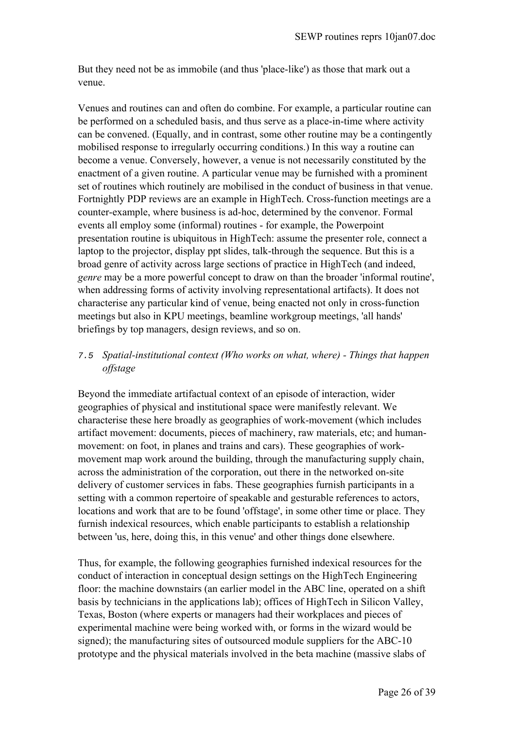But they need not be as immobile (and thus 'place-like') as those that mark out a venue.

Venues and routines can and often do combine. For example, a particular routine can be performed on a scheduled basis, and thus serve as a place-in-time where activity can be convened. (Equally, and in contrast, some other routine may be a contingently mobilised response to irregularly occurring conditions.) In this way a routine can become a venue. Conversely, however, a venue is not necessarily constituted by the enactment of a given routine. A particular venue may be furnished with a prominent set of routines which routinely are mobilised in the conduct of business in that venue. Fortnightly PDP reviews are an example in HighTech. Cross-function meetings are a counter-example, where business is ad-hoc, determined by the convenor. Formal events all employ some (informal) routines - for example, the Powerpoint presentation routine is ubiquitous in HighTech: assume the presenter role, connect a laptop to the projector, display ppt slides, talk-through the sequence. But this is a broad genre of activity across large sections of practice in HighTech (and indeed, *genre* may be a more powerful concept to draw on than the broader 'informal routine', when addressing forms of activity involving representational artifacts). It does not characterise any particular kind of venue, being enacted not only in cross-function meetings but also in KPU meetings, beamline workgroup meetings, 'all hands' briefings by top managers, design reviews, and so on.

### *7.5 Spatial-institutional context (Who works on what, where) - Things that happen offstage*

Beyond the immediate artifactual context of an episode of interaction, wider geographies of physical and institutional space were manifestly relevant. We characterise these here broadly as geographies of work-movement (which includes artifact movement: documents, pieces of machinery, raw materials, etc; and human-movement: on foot, in planes and trains and cars). These geographies of work-movement map work around the building, through the manufacturing supply chain, across the administration of the corporation, out there in the networked on-site delivery of customer services in fabs. These geographies furnish participants in a setting with a common repertoire of speakable and gesturable references to actors, locations and work that are to be found 'offstage', in some other time or place. They furnish indexical resources, which enable participants to establish a relationship between 'us, here, doing this, in this venue' and other things done elsewhere.

Thus, for example, the following geographies furnished indexical resources for the conduct of interaction in conceptual design settings on the HighTech Engineering floor: the machine downstairs (an earlier model in the ABC line, operated on a shift basis by technicians in the applications lab); offices of HighTech in Silicon Valley, Texas, Boston (where experts or managers had their workplaces and pieces of experimental machine were being worked with, or forms in the wizard would be signed); the manufacturing sites of outsourced module suppliers for the ABC-10 prototype and the physical materials involved in the beta machine (massive slabs of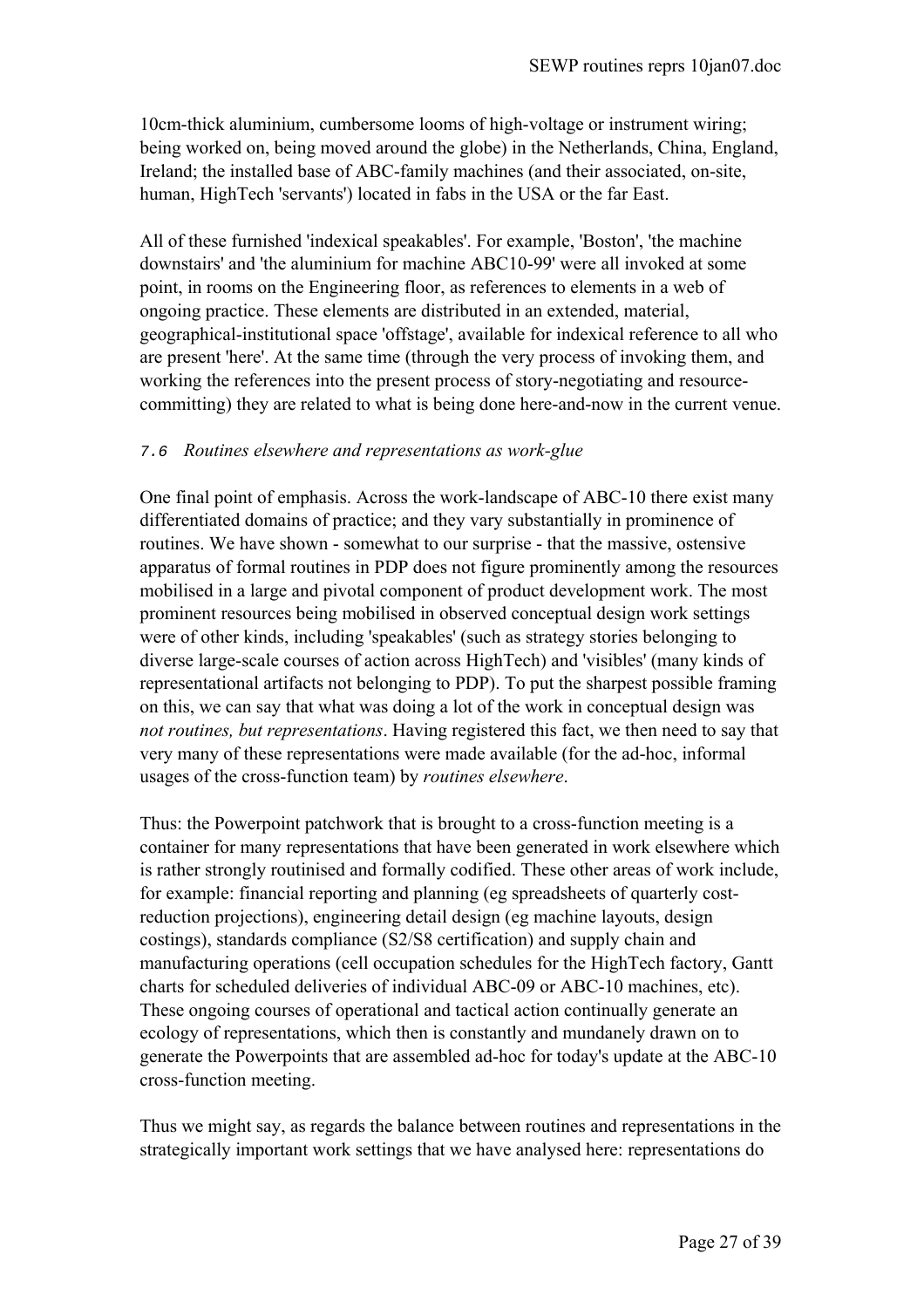10cm-thick aluminium, cumbersome looms of high-voltage or instrument wiring; being worked on, being moved around the globe) in the Netherlands, China, England, Ireland; the installed base of ABC-family machines (and their associated, on-site, human, HighTech 'servants') located in fabs in the USA or the far East.

All of these furnished 'indexical speakables'. For example, 'Boston', 'the machine downstairs' and 'the aluminium for machine ABC10-99' were all invoked at some point, in rooms on the Engineering floor, as references to elements in a web of ongoing practice. These elements are distributed in an extended, material, geographical-institutional space 'offstage', available for indexical reference to all who are present 'here'. At the same time (through the very process of invoking them, and working the references into the present process of story-negotiating and resource-committing) they are related to what is being done here-and-now in the current venue.

### *7.6 Routines elsewhere and representations as work-glue*

One final point of emphasis. Across the work-landscape of ABC-10 there exist many differentiated domains of practice; and they vary substantially in prominence of routines. We have shown - somewhat to our surprise - that the massive, ostensive apparatus of formal routines in PDP does not figure prominently among the resources mobilised in a large and pivotal component of product development work. The most prominent resources being mobilised in observed conceptual design work settings were of other kinds, including 'speakables' (such as strategy stories belonging to diverse large-scale courses of action across HighTech) and 'visibles' (many kinds of representational artifacts not belonging to PDP). To put the sharpest possible framing on this, we can say that what was doing a lot of the work in conceptual design was *not routines, but representations*. Having registered this fact, we then need to say that very many of these representations were made available (for the ad-hoc, informal usages of the cross-function team) by *routines elsewhere*.

Thus: the Powerpoint patchwork that is brought to a cross-function meeting is a container for many representations that have been generated in work elsewhere which is rather strongly routinised and formally codified. These other areas of work include, for example: financial reporting and planning (eg spreadsheets of quarterly cost-reduction projections), engineering detail design (eg machine layouts, design costings), standards compliance (S2/S8 certification) and supply chain and manufacturing operations (cell occupation schedules for the HighTech factory, Gantt charts for scheduled deliveries of individual ABC-09 or ABC-10 machines, etc). These ongoing courses of operational and tactical action continually generate an ecology of representations, which then is constantly and mundanely drawn on to generate the Powerpoints that are assembled ad-hoc for today's update at the ABC-10 cross-function meeting.

Thus we might say, as regards the balance between routines and representations in the strategically important work settings that we have analysed here: representations do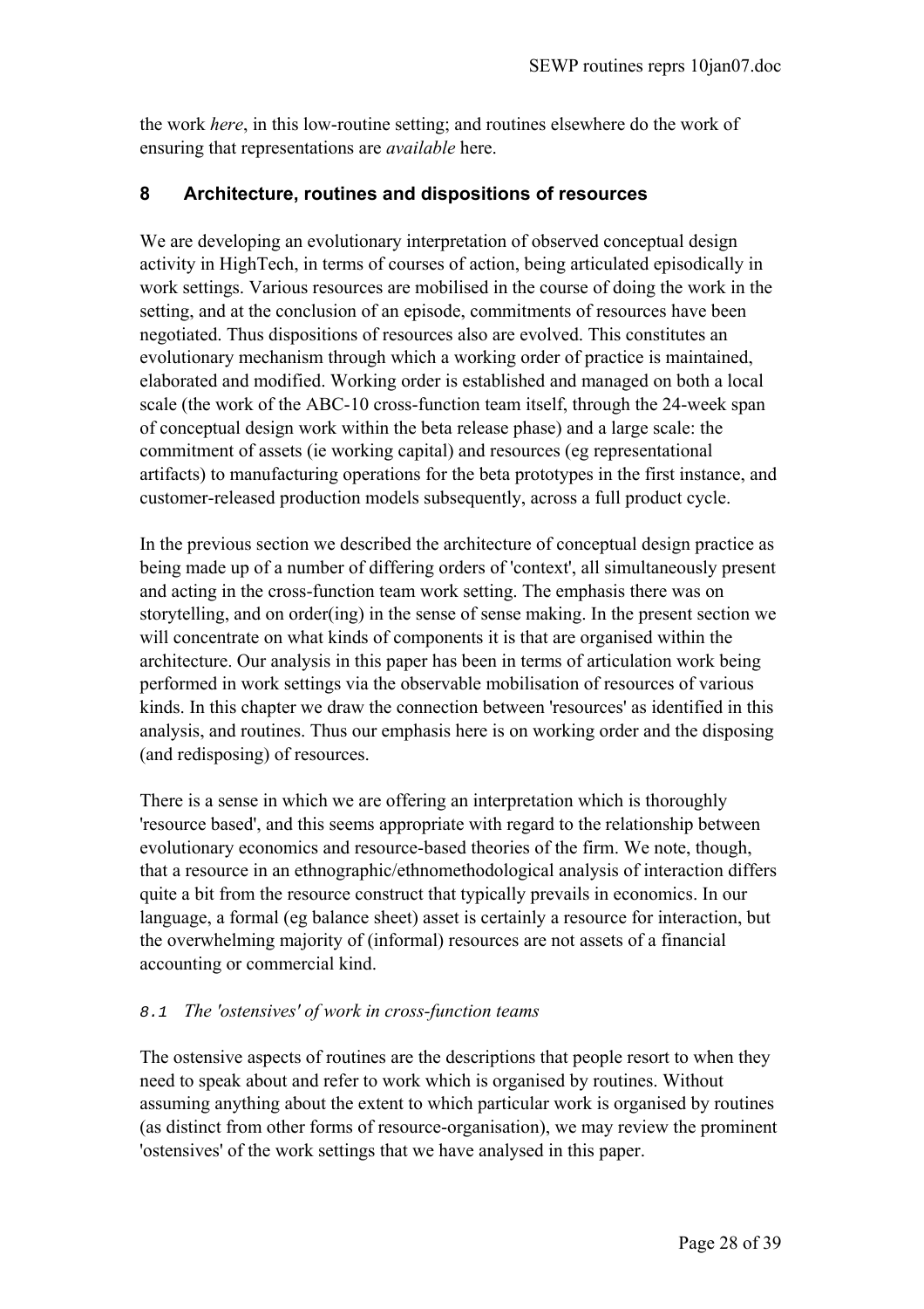the work *here*, in this low-routine setting; and routines elsewhere do the work of ensuring that representations are *available* here.

## 8 Architecture, routines and dispositions of resources

We are developing an evolutionary interpretation of observed conceptual design activity in HighTech, in terms of courses of action, being articulated episodically in work settings. Various resources are mobilised in the course of doing the work in the setting, and at the conclusion of an episode, commitments of resources have been negotiated. Thus dispositions of resources also are evolved. This constitutes an evolutionary mechanism through which a working order of practice is maintained, elaborated and modified. Working order is established and managed on both a local scale (the work of the ABC-10 cross-function team itself, through the 24-week span of conceptual design work within the beta release phase) and a large scale: the commitment of assets (ie working capital) and resources (eg representational artifacts) to manufacturing operations for the beta prototypes in the first instance, and customer-released production models subsequently, across a full product cycle.

In the previous section we described the architecture of conceptual design practice as being made up of a number of differing orders of 'context', all simultaneously present and acting in the cross-function team work setting. The emphasis there was on storytelling, and on order(ing) in the sense of sense making. In the present section we will concentrate on what kinds of components it is that are organised within the architecture. Our analysis in this paper has been in terms of articulation work being performed in work settings via the observable mobilisation of resources of various kinds. In this chapter we draw the connection between 'resources' as identified in this analysis, and routines. Thus our emphasis here is on working order and the disposing (and redisposing) of resources.

There is a sense in which we are offering an interpretation which is thoroughly 'resource based', and this seems appropriate with regard to the relationship between evolutionary economics and resource-based theories of the firm. We note, though, that a resource in an ethnographic/ethnomethodological analysis of interaction differs quite a bit from the resource construct that typically prevails in economics. In our language, a formal (eg balance sheet) asset is certainly a resource for interaction, but the overwhelming majority of (informal) resources are not assets of a financial accounting or commercial kind.

### 8.1 *The 'ostensives' of work in cross-function teams*

The ostensive aspects of routines are the descriptions that people resort to when they need to speak about and refer to work which is organised by routines. Without assuming anything about the extent to which particular work is organised by routines (as distinct from other forms of resource-organisation), we may review the prominent 'ostensives' of the work settings that we have analysed in this paper.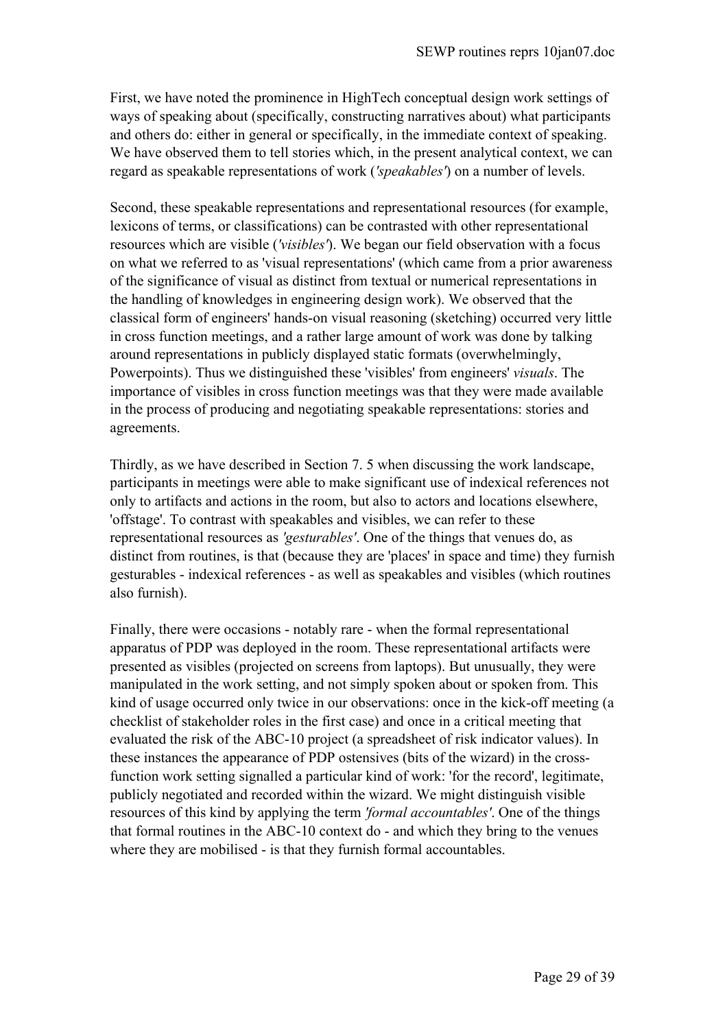First, we have noted the prominence in HighTech conceptual design work settings of ways of speaking about (specifically, constructing narratives about) what participants and others do: either in general or specifically, in the immediate context of speaking. We have observed them to tell stories which, in the present analytical context, we can regard as speakable representations of work (*'speakables'*) on a number of levels.

Second, these speakable representations and representational resources (for example, lexicons of terms, or classifications) can be contrasted with other representational resources which are visible (*'visibles'*). We began our field observation with a focus on what we referred to as 'visual representations' (which came from a prior awareness of the significance of visual as distinct from textual or numerical representations in the handling of knowledges in engineering design work). We observed that the classical form of engineers' hands-on visual reasoning (sketching) occurred very little in cross function meetings, and a rather large amount of work was done by talking around representations in publicly displayed static formats (overwhelmingly, Powerpoints). Thus we distinguished these 'visibles' from engineers' *visuals*. The importance of visibles in cross function meetings was that they were made available in the process of producing and negotiating speakable representations: stories and agreements.

Thirdly, as we have described in Section 7. 5 when discussing the work landscape, participants in meetings were able to make significant use of indexical references not only to artifacts and actions in the room, but also to actors and locations elsewhere, 'offstage'. To contrast with speakables and visibles, we can refer to these representational resources as *'gesturables'*. One of the things that venues do, as distinct from routines, is that (because they are 'places' in space and time) they furnish gesturables - indexical references - as well as speakables and visibles (which routines also furnish).

Finally, there were occasions - notably rare - when the formal representational apparatus of PDP was deployed in the room. These representational artifacts were presented as visibles (projected on screens from laptops). But unusually, they were manipulated in the work setting, and not simply spoken about or spoken from. This kind of usage occurred only twice in our observations: once in the kick-off meeting (a checklist of stakeholder roles in the first case) and once in a critical meeting that evaluated the risk of the ABC-10 project (a spreadsheet of risk indicator values). In these instances the appearance of PDP ostensives (bits of the wizard) in the cross-function work setting signalled a particular kind of work: 'for the record', legitimate, publicly negotiated and recorded within the wizard. We might distinguish visible resources of this kind by applying the term *'formal accountables'*. One of the things that formal routines in the ABC-10 context do - and which they bring to the venues where they are mobilised - is that they furnish formal accountables.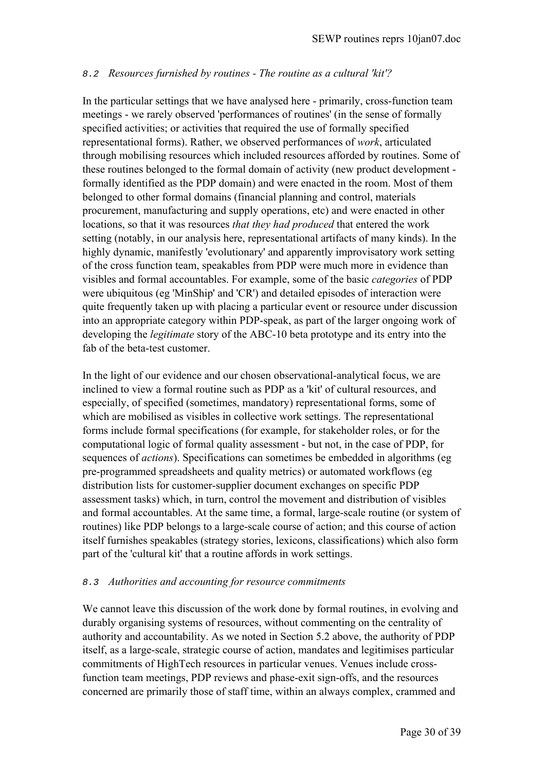### *8.2 Resources furnished by routines - The routine as a cultural 'kit'?*

In the particular settings that we have analysed here - primarily, cross-function team meetings - we rarely observed 'performances of routines' (in the sense of formally specified activities; or activities that required the use of formally specified representational forms). Rather, we observed performances of *work*, articulated through mobilising resources which included resources afforded by routines. Some of these routines belonged to the formal domain of activity (new product development - formally identified as the PDP domain) and were enacted in the room. Most of them belonged to other formal domains (financial planning and control, materials procurement, manufacturing and supply operations, etc) and were enacted in other locations, so that it was resources *that they had produced* that entered the work setting (notably, in our analysis here, representational artifacts of many kinds). In the highly dynamic, manifestly 'evolutionary' and apparently improvisatory work setting of the cross function team, speakables from PDP were much more in evidence than visibles and formal accountables. For example, some of the basic *categories* of PDP were ubiquitous (eg 'MinShip' and 'CR') and detailed episodes of interaction were quite frequently taken up with placing a particular event or resource under discussion into an appropriate category within PDP-speak, as part of the larger ongoing work of developing the *legitimate* story of the ABC-10 beta prototype and its entry into the fab of the beta-test customer.

In the light of our evidence and our chosen observational-analytical focus, we are inclined to view a formal routine such as PDP as a 'kit' of cultural resources, and especially, of specified (sometimes, mandatory) representational forms, some of which are mobilised as visibles in collective work settings. The representational forms include formal specifications (for example, for stakeholder roles, or for the computational logic of formal quality assessment - but not, in the case of PDP, for sequences of *actions*). Specifications can sometimes be embedded in algorithms (eg pre-programmed spreadsheets and quality metrics) or automated workflows (eg distribution lists for customer-supplier document exchanges on specific PDP assessment tasks) which, in turn, control the movement and distribution of visibles and formal accountables. At the same time, a formal, large-scale routine (or system of routines) like PDP belongs to a large-scale course of action; and this course of action itself furnishes speakables (strategy stories, lexicons, classifications) which also form part of the 'cultural kit' that a routine affords in work settings.

### *8.3 Authorities and accounting for resource commitments*

We cannot leave this discussion of the work done by formal routines, in evolving and durably organising systems of resources, without commenting on the centrality of authority and accountability. As we noted in Section 5.2 above, the authority of PDP itself, as a large-scale, strategic course of action, mandates and legitimises particular commitments of HighTech resources in particular venues. Venues include cross-function team meetings, PDP reviews and phase-exit sign-offs, and the resources concerned are primarily those of staff time, within an always complex, crammed and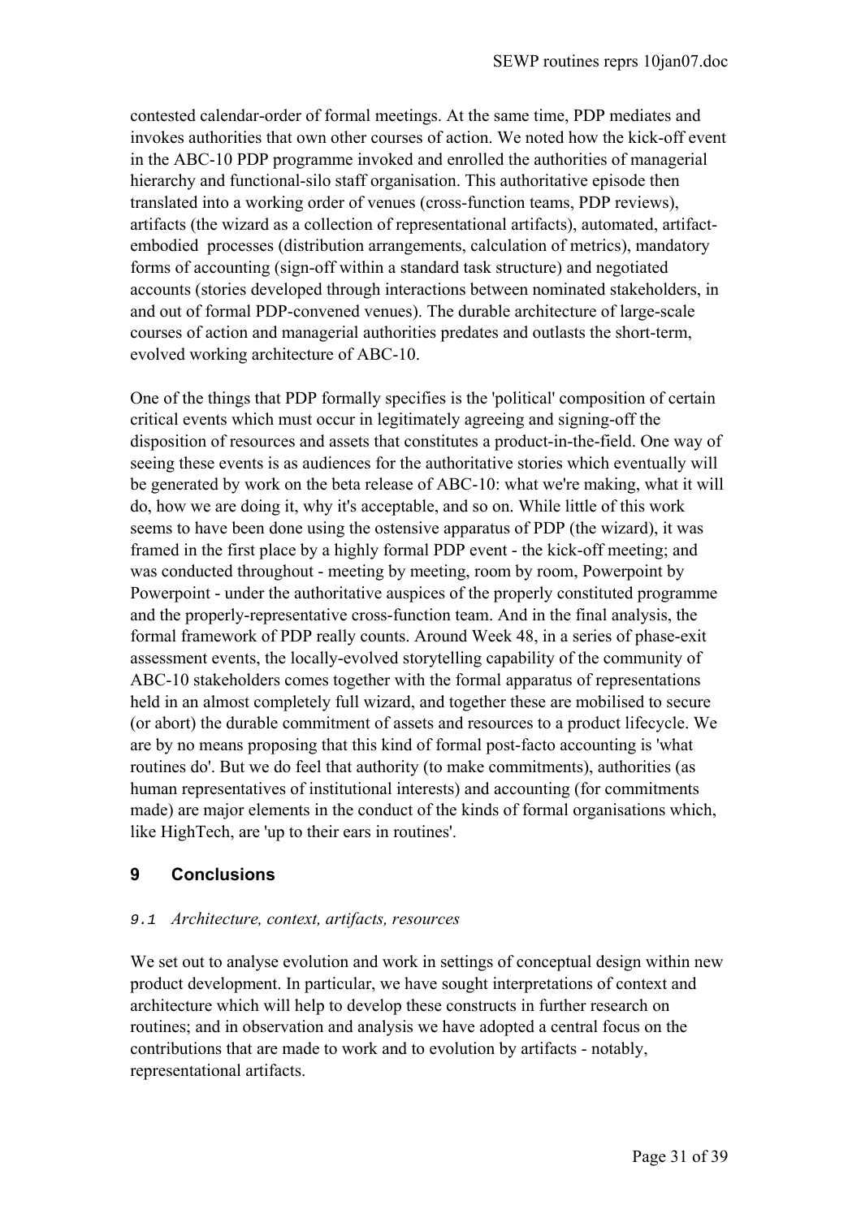contested calendar-order of formal meetings. At the same time, PDP mediates and invokes authorities that own other courses of action. We noted how the kick-off event in the ABC-10 PDP programme invoked and enrolled the authorities of managerial hierarchy and functional-silo staff organisation. This authoritative episode then translated into a working order of venues (cross-function teams, PDP reviews), artifacts (the wizard as a collection of representational artifacts), automated, artifact-embodied processes (distribution arrangements, calculation of metrics), mandatory forms of accounting (sign-off within a standard task structure) and negotiated accounts (stories developed through interactions between nominated stakeholders, in and out of formal PDP-convened venues). The durable architecture of large-scale courses of action and managerial authorities predates and outlasts the short-term, evolved working architecture of ABC-10.

One of the things that PDP formally specifies is the 'political' composition of certain critical events which must occur in legitimately agreeing and signing-off the disposition of resources and assets that constitutes a product-in-the-field. One way of seeing these events is as audiences for the authoritative stories which eventually will be generated by work on the beta release of ABC-10: what we're making, what it will do, how we are doing it, why it's acceptable, and so on. While little of this work seems to have been done using the ostensive apparatus of PDP (the wizard), it was framed in the first place by a highly formal PDP event - the kick-off meeting; and was conducted throughout - meeting by meeting, room by room, Powerpoint by Powerpoint - under the authoritative auspices of the properly constituted programme and the properly-representative cross-function team. And in the final analysis, the formal framework of PDP really counts. Around Week 48, in a series of phase-exit assessment events, the locally-evolved storytelling capability of the community of ABC-10 stakeholders comes together with the formal apparatus of representations held in an almost completely full wizard, and together these are mobilised to secure (or abort) the durable commitment of assets and resources to a product lifecycle. We are by no means proposing that this kind of formal post-facto accounting is 'what routines do'. But we do feel that authority (to make commitments), authorities (as human representatives of institutional interests) and accounting (for commitments made) are major elements in the conduct of the kinds of formal organisations which, like HighTech, are 'up to their ears in routines'.

## 9 Conclusions

### 9.1 *Architecture, context, artifacts, resources*

We set out to analyse evolution and work in settings of conceptual design within new product development. In particular, we have sought interpretations of context and architecture which will help to develop these constructs in further research on routines; and in observation and analysis we have adopted a central focus on the contributions that are made to work and to evolution by artifacts - notably, representational artifacts.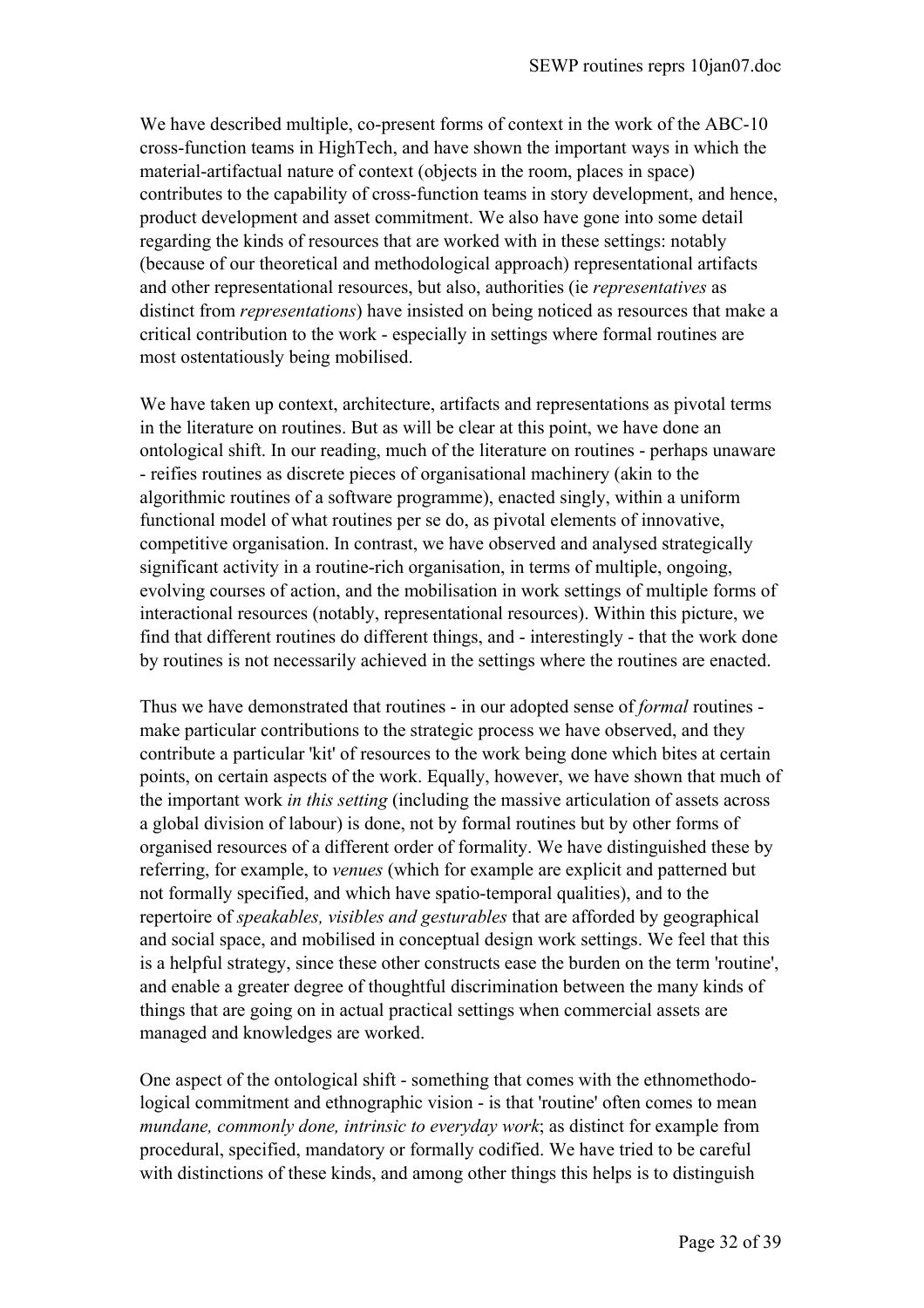We have described multiple, co-present forms of context in the work of the ABC-10 cross-function teams in HighTech, and have shown the important ways in which the material-artifactual nature of context (objects in the room, places in space) contributes to the capability of cross-function teams in story development, and hence, product development and asset commitment. We also have gone into some detail regarding the kinds of resources that are worked with in these settings: notably (because of our theoretical and methodological approach) representational artifacts and other representational resources, but also, authorities (ie *representatives* as distinct from *representations*) have insisted on being noticed as resources that make a critical contribution to the work - especially in settings where formal routines are most ostentatiously being mobilised.

We have taken up context, architecture, artifacts and representations as pivotal terms in the literature on routines. But as will be clear at this point, we have done an ontological shift. In our reading, much of the literature on routines - perhaps unaware - reifies routines as discrete pieces of organisational machinery (akin to the algorithmic routines of a software programme), enacted singly, within a uniform functional model of what routines per se do, as pivotal elements of innovative, competitive organisation. In contrast, we have observed and analysed strategically significant activity in a routine-rich organisation, in terms of multiple, ongoing, evolving courses of action, and the mobilisation in work settings of multiple forms of interactional resources (notably, representational resources). Within this picture, we find that different routines do different things, and - interestingly - that the work done by routines is not necessarily achieved in the settings where the routines are enacted.

Thus we have demonstrated that routines - in our adopted sense of *formal* routines - make particular contributions to the strategic process we have observed, and they contribute a particular 'kit' of resources to the work being done which bites at certain points, on certain aspects of the work. Equally, however, we have shown that much of the important work *in this setting* (including the massive articulation of assets across a global division of labour) is done, not by formal routines but by other forms of organised resources of a different order of formality. We have distinguished these by referring, for example, to *venues* (which for example are explicit and patterned but not formally specified, and which have spatio-temporal qualities), and to the repertoire of *speakables, visibles and gesturables* that are afforded by geographical and social space, and mobilised in conceptual design work settings. We feel that this is a helpful strategy, since these other constructs ease the burden on the term 'routine', and enable a greater degree of thoughtful discrimination between the many kinds of things that are going on in actual practical settings when commercial assets are managed and knowledges are worked.

One aspect of the ontological shift - something that comes with the ethnomethodological commitment and ethnographic vision - is that 'routine' often comes to mean *mundane, commonly done, intrinsic to everyday work*; as distinct for example from procedural, specified, mandatory or formally codified. We have tried to be careful with distinctions of these kinds, and among other things this helps is to distinguish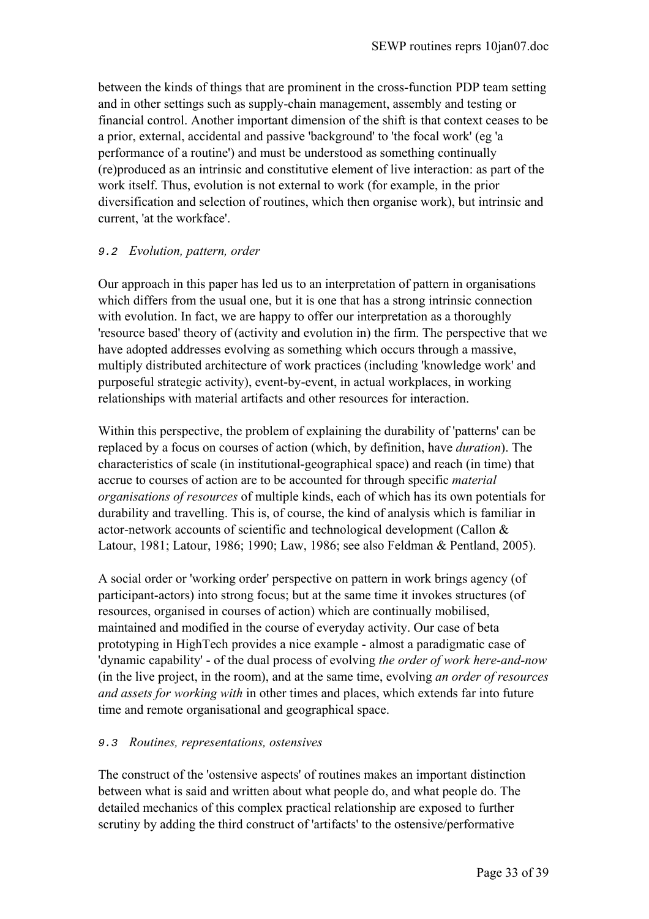between the kinds of things that are prominent in the cross-function PDP team setting and in other settings such as supply-chain management, assembly and testing or financial control. Another important dimension of the shift is that context ceases to be a prior, external, accidental and passive 'background' to 'the focal work' (eg 'a performance of a routine') and must be understood as something continually (re)produced as an intrinsic and constitutive element of live interaction: as part of the work itself. Thus, evolution is not external to work (for example, in the prior diversification and selection of routines, which then organise work), but intrinsic and current, 'at the workface'.

### *9.2 Evolution, pattern, order*

Our approach in this paper has led us to an interpretation of pattern in organisations which differs from the usual one, but it is one that has a strong intrinsic connection with evolution. In fact, we are happy to offer our interpretation as a thoroughly 'resource based' theory of (activity and evolution in) the firm. The perspective that we have adopted addresses evolving as something which occurs through a massive, multiply distributed architecture of work practices (including 'knowledge work' and purposeful strategic activity), event-by-event, in actual workplaces, in working relationships with material artifacts and other resources for interaction.

Within this perspective, the problem of explaining the durability of 'patterns' can be replaced by a focus on courses of action (which, by definition, have *duration*). The characteristics of scale (in institutional-geographical space) and reach (in time) that accrue to courses of action are to be accounted for through specific *material organisations of resources* of multiple kinds, each of which has its own potentials for durability and travelling. This is, of course, the kind of analysis which is familiar in actor-network accounts of scientific and technological development (Callon & Latour, 1981; Latour, 1986; 1990; Law, 1986; see also Feldman & Pentland, 2005).

A social order or 'working order' perspective on pattern in work brings agency (of participant-actors) into strong focus; but at the same time it invokes structures (of resources, organised in courses of action) which are continually mobilised, maintained and modified in the course of everyday activity. Our case of beta prototyping in HighTech provides a nice example - almost a paradigmatic case of 'dynamic capability' - of the dual process of evolving *the order of work here-and-now* (in the live project, in the room), and at the same time, evolving *an order of resources and assets for working with* in other times and places, which extends far into future time and remote organisational and geographical space.

### *9.3 Routines, representations, ostensives*

The construct of the 'ostensive aspects' of routines makes an important distinction between what is said and written about what people do, and what people do. The detailed mechanics of this complex practical relationship are exposed to further scrutiny by adding the third construct of 'artifacts' to the ostensive/performative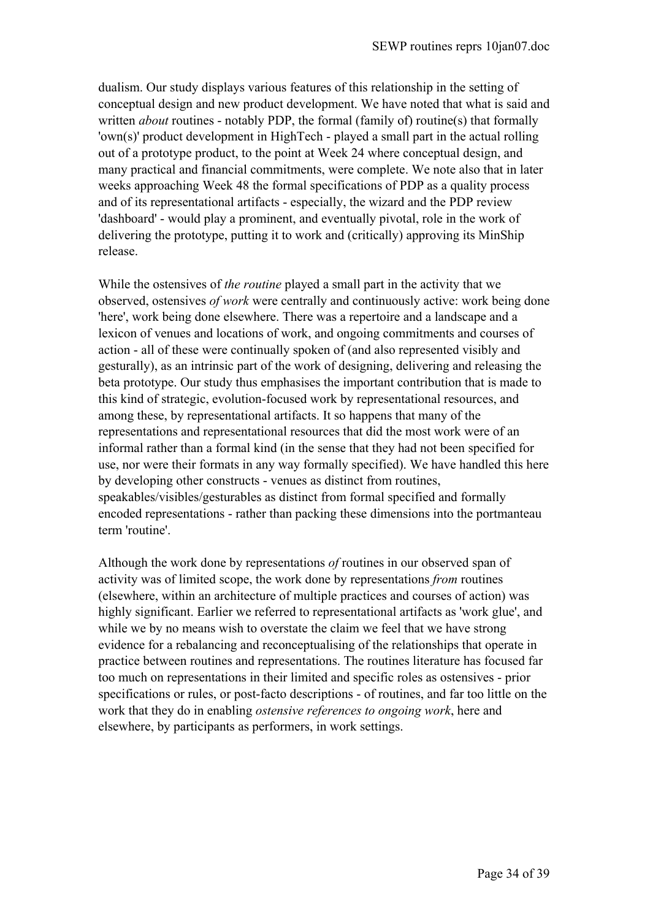dualism. Our study displays various features of this relationship in the setting of conceptual design and new product development. We have noted that what is said and written *about* routines - notably PDP, the formal (family of) routine(s) that formally 'own(s)' product development in HighTech - played a small part in the actual rolling out of a prototype product, to the point at Week 24 where conceptual design, and many practical and financial commitments, were complete. We note also that in later weeks approaching Week 48 the formal specifications of PDP as a quality process and of its representational artifacts - especially, the wizard and the PDP review 'dashboard' - would play a prominent, and eventually pivotal, role in the work of delivering the prototype, putting it to work and (critically) approving its MinShip release.

While the ostensives of *the routine* played a small part in the activity that we observed, ostensives *of work* were centrally and continuously active: work being done 'here', work being done elsewhere. There was a repertoire and a landscape and a lexicon of venues and locations of work, and ongoing commitments and courses of action - all of these were continually spoken of (and also represented visibly and gesturally), as an intrinsic part of the work of designing, delivering and releasing the beta prototype. Our study thus emphasises the important contribution that is made to this kind of strategic, evolution-focused work by representational resources, and among these, by representational artifacts. It so happens that many of the representations and representational resources that did the most work were of an informal rather than a formal kind (in the sense that they had not been specified for use, nor were their formats in any way formally specified). We have handled this here by developing other constructs - venues as distinct from routines, speakables/visibles/gesturables as distinct from formal specified and formally encoded representations - rather than packing these dimensions into the portmanteau term 'routine'.

Although the work done by representations *of* routines in our observed span of activity was of limited scope, the work done by representations *from* routines (elsewhere, within an architecture of multiple practices and courses of action) was highly significant. Earlier we referred to representational artifacts as 'work glue', and while we by no means wish to overstate the claim we feel that we have strong evidence for a rebalancing and reconceptualising of the relationships that operate in practice between routines and representations. The routines literature has focused far too much on representations in their limited and specific roles as ostensives - prior specifications or rules, or post-facto descriptions - of routines, and far too little on the work that they do in enabling *ostensive references to ongoing work*, here and elsewhere, by participants as performers, in work settings.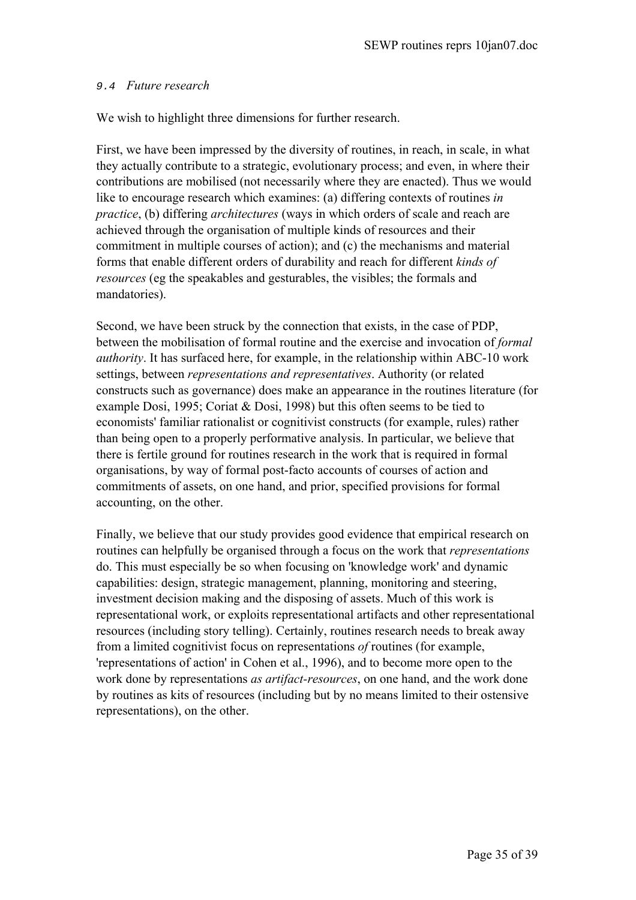### *9.4 Future research*

We wish to highlight three dimensions for further research.

First, we have been impressed by the diversity of routines, in reach, in scale, in what they actually contribute to a strategic, evolutionary process; and even, in where their contributions are mobilised (not necessarily where they are enacted). Thus we would like to encourage research which examines: (a) differing contexts of routines *in practice*, (b) differing *architectures* (ways in which orders of scale and reach are achieved through the organisation of multiple kinds of resources and their commitment in multiple courses of action); and (c) the mechanisms and material forms that enable different orders of durability and reach for different *kinds of resources* (eg the speakables and gesturables, the visibles; the formals and mandatories).

Second, we have been struck by the connection that exists, in the case of PDP, between the mobilisation of formal routine and the exercise and invocation of *formal authority*. It has surfaced here, for example, in the relationship within ABC-10 work settings, between *representations and representatives*. Authority (or related constructs such as governance) does make an appearance in the routines literature (for example Dosi, 1995; Coriat & Dosi, 1998) but this often seems to be tied to economists' familiar rationalist or cognitivist constructs (for example, rules) rather than being open to a properly performative analysis. In particular, we believe that there is fertile ground for routines research in the work that is required in formal organisations, by way of formal post-facto accounts of courses of action and commitments of assets, on one hand, and prior, specified provisions for formal accounting, on the other.

Finally, we believe that our study provides good evidence that empirical research on routines can helpfully be organised through a focus on the work that *representations* do. This must especially be so when focusing on 'knowledge work' and dynamic capabilities: design, strategic management, planning, monitoring and steering, investment decision making and the disposing of assets. Much of this work is representational work, or exploits representational artifacts and other representational resources (including story telling). Certainly, routines research needs to break away from a limited cognitivist focus on representations *of* routines (for example, 'representations of action' in Cohen et al., 1996), and to become more open to the work done by representations *as artifact-resources*, on one hand, and the work done by routines as kits of resources (including but by no means limited to their ostensive representations), on the other.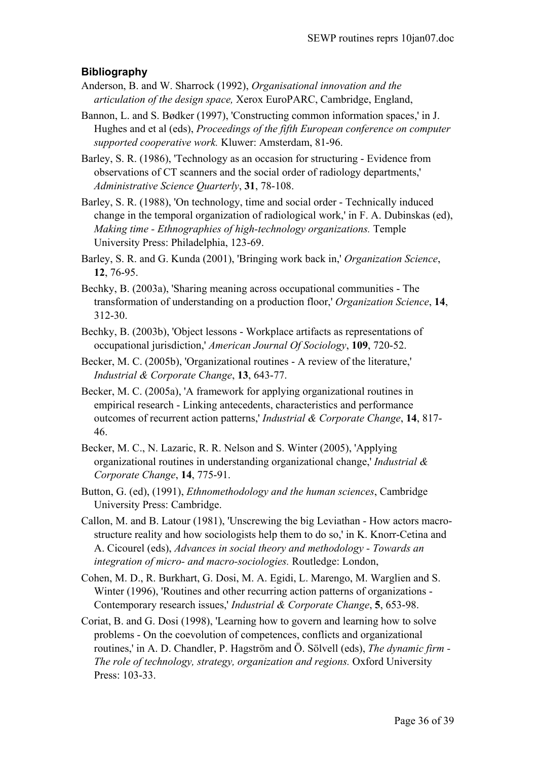### Bibliography

Anderson, B. and W. Sharrock (1992), *Organisational innovation and the articulation of the design space,* Xerox EuroPARC, Cambridge, England,

Bannon, L. and S. Bødker (1997), 'Constructing common information spaces,' in J. Hughes and et al (eds), *Proceedings of the fifth European conference on computer supported cooperative work.* Kluwer: Amsterdam, 81-96.

Barley, S. R. (1986), 'Technology as an occasion for structuring - Evidence from observations of CT scanners and the social order of radiology departments,' *Administrative Science Quarterly*, **31**, 78-108.

Barley, S. R. (1988), 'On technology, time and social order - Technically induced change in the temporal organization of radiological work,' in F. A. Dubinskas (ed), *Making time - Ethnographies of high-technology organizations.* Temple University Press: Philadelphia, 123-69.

Barley, S. R. and G. Kunda (2001), 'Bringing work back in,' *Organization Science*, **12**, 76-95.

Bechky, B. (2003a), 'Sharing meaning across occupational communities - The transformation of understanding on a production floor,' *Organization Science*, **14**, 312-30.

Bechky, B. (2003b), 'Object lessons - Workplace artifacts as representations of occupational jurisdiction,' *American Journal Of Sociology*, **109**, 720-52.

Becker, M. C. (2005b), 'Organizational routines - A review of the literature,' *Industrial & Corporate Change*, **13**, 643-77.

Becker, M. C. (2005a), 'A framework for applying organizational routines in empirical research - Linking antecedents, characteristics and performance outcomes of recurrent action patterns,' *Industrial & Corporate Change*, **14**, 817-46.

Becker, M. C., N. Lazaric, R. R. Nelson and S. Winter (2005), 'Applying organizational routines in understanding organizational change,' *Industrial & Corporate Change*, **14**, 775-91.

Button, G. (ed), (1991), *Ethnomethodology and the human sciences*, Cambridge University Press: Cambridge.

Callon, M. and B. Latour (1981), 'Unscrewing the big Leviathan - How actors macro-structure reality and how sociologists help them to do so,' in K. Knorr-Cetina and A. Cicourel (eds), *Advances in social theory and methodology - Towards an integration of micro- and macro-sociologies.* Routledge: London,

Cohen, M. D., R. Burkhart, G. Dosi, M. A. Egidi, L. Marengo, M. Warglien and S. Winter (1996), 'Routines and other recurring action patterns of organizations - Contemporary research issues,' *Industrial & Corporate Change*, **5**, 653-98.

Coriat, B. and G. Dosi (1998), 'Learning how to govern and learning how to solve problems - On the coevolution of competences, conflicts and organizational routines,' in A. D. Chandler, P. Hagström and Ö. Sölvell (eds), *The dynamic firm - The role of technology, strategy, organization and regions.* Oxford University Press: 103-33.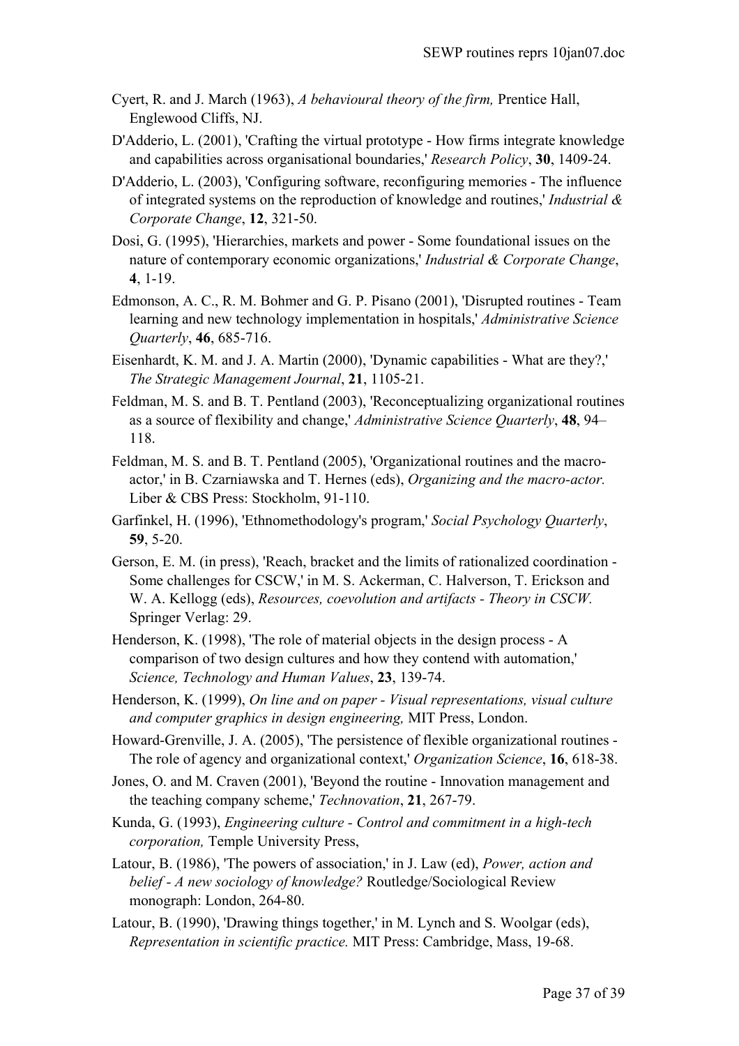Cyert, R. and J. March (1963), *A behavioural theory of the firm,* Prentice Hall, Englewood Cliffs, NJ.

D'Adderio, L. (2001), 'Crafting the virtual prototype - How firms integrate knowledge and capabilities across organisational boundaries,' *Research Policy*, **30**, 1409-24.

D'Adderio, L. (2003), 'Configuring software, reconfiguring memories - The influence of integrated systems on the reproduction of knowledge and routines,' *Industrial & Corporate Change*, **12**, 321-50.

Dosi, G. (1995), 'Hierarchies, markets and power - Some foundational issues on the nature of contemporary economic organizations,' *Industrial & Corporate Change*, **4**, 1-19.

Edmonson, A. C., R. M. Bohmer and G. P. Pisano (2001), 'Disrupted routines - Team learning and new technology implementation in hospitals,' *Administrative Science Quarterly*, **46**, 685-716.

Eisenhardt, K. M. and J. A. Martin (2000), 'Dynamic capabilities - What are they?,' *The Strategic Management Journal*, **21**, 1105-21.

Feldman, M. S. and B. T. Pentland (2003), 'Reconceptualizing organizational routines as a source of flexibility and change,' *Administrative Science Quarterly*, **48**, 94–118.

Feldman, M. S. and B. T. Pentland (2005), 'Organizational routines and the macro-actor,' in B. Czarniawska and T. Hernes (eds), *Organizing and the macro-actor.* Liber & CBS Press: Stockholm, 91-110.

Garfinkel, H. (1996), 'Ethnomethodology's program,' *Social Psychology Quarterly*, **59**, 5-20.

Gerson, E. M. (in press), 'Reach, bracket and the limits of rationalized coordination - Some challenges for CSCW,' in M. S. Ackerman, C. Halverson, T. Erickson and W. A. Kellogg (eds), *Resources, coevolution and artifacts - Theory in CSCW.* Springer Verlag: 29.

Henderson, K. (1998), 'The role of material objects in the design process - A comparison of two design cultures and how they contend with automation,' *Science, Technology and Human Values*, **23**, 139-74.

Henderson, K. (1999), *On line and on paper - Visual representations, visual culture and computer graphics in design engineering,* MIT Press, London.

Howard-Grenville, J. A. (2005), 'The persistence of flexible organizational routines - The role of agency and organizational context,' *Organization Science*, **16**, 618-38.

Jones, O. and M. Craven (2001), 'Beyond the routine - Innovation management and the teaching company scheme,' *Technovation*, **21**, 267-79.

Kunda, G. (1993), *Engineering culture - Control and commitment in a high-tech corporation,* Temple University Press,

Latour, B. (1986), 'The powers of association,' in J. Law (ed), *Power, action and belief - A new sociology of knowledge?* Routledge/Sociological Review monograph: London, 264-80.

Latour, B. (1990), 'Drawing things together,' in M. Lynch and S. Woolgar (eds), *Representation in scientific practice.* MIT Press: Cambridge, Mass, 19-68.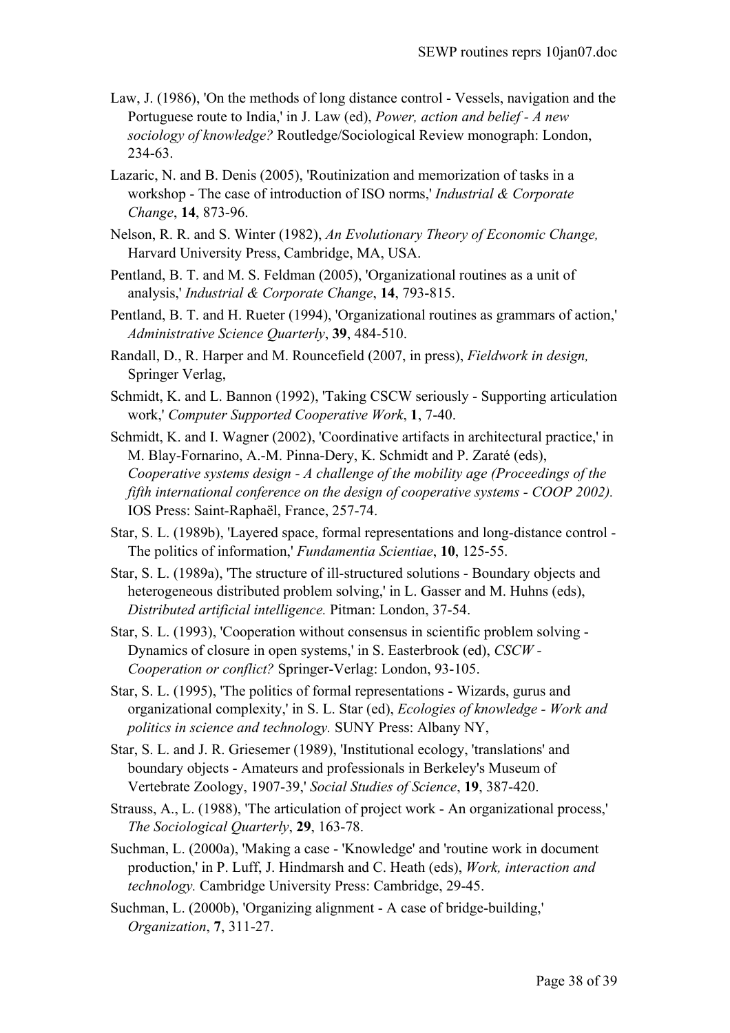Law, J. (1986), 'On the methods of long distance control - Vessels, navigation and the Portuguese route to India,' in J. Law (ed), *Power, action and belief - A new sociology of knowledge?* Routledge/Sociological Review monograph: London, 234-63.

Lazaric, N. and B. Denis (2005), 'Routinization and memorization of tasks in a workshop - The case of introduction of ISO norms,' *Industrial & Corporate Change*, **14**, 873-96.

Nelson, R. R. and S. Winter (1982), *An Evolutionary Theory of Economic Change,* Harvard University Press, Cambridge, MA, USA.

Pentland, B. T. and M. S. Feldman (2005), 'Organizational routines as a unit of analysis,' *Industrial & Corporate Change*, **14**, 793-815.

Pentland, B. T. and H. Rueter (1994), 'Organizational routines as grammars of action,' *Administrative Science Quarterly*, **39**, 484-510.

Randall, D., R. Harper and M. Rouncefield (2007, in press), *Fieldwork in design,* Springer Verlag,

Schmidt, K. and L. Bannon (1992), 'Taking CSCW seriously - Supporting articulation work,' *Computer Supported Cooperative Work*, **1**, 7-40.

Schmidt, K. and I. Wagner (2002), 'Coordinative artifacts in architectural practice,' in M. Blay-Fornarino, A.-M. Pinna-Dery, K. Schmidt and P. Zaraté (eds), *Cooperative systems design - A challenge of the mobility age (Proceedings of the fifth international conference on the design of cooperative systems - COOP 2002).* IOS Press: Saint-Raphaël, France, 257-74.

Star, S. L. (1989b), 'Layered space, formal representations and long-distance control - The politics of information,' *Fundamentia Scientiae*, **10**, 125-55.

Star, S. L. (1989a), 'The structure of ill-structured solutions - Boundary objects and heterogeneous distributed problem solving,' in L. Gasser and M. Huhns (eds), *Distributed artificial intelligence.* Pitman: London, 37-54.

Star, S. L. (1993), 'Cooperation without consensus in scientific problem solving - Dynamics of closure in open systems,' in S. Easterbrook (ed), *CSCW - Cooperation or conflict?* Springer-Verlag: London, 93-105.

Star, S. L. (1995), 'The politics of formal representations - Wizards, gurus and organizational complexity,' in S. L. Star (ed), *Ecologies of knowledge - Work and politics in science and technology.* SUNY Press: Albany NY,

Star, S. L. and J. R. Griesemer (1989), 'Institutional ecology, 'translations' and boundary objects - Amateurs and professionals in Berkeley's Museum of Vertebrate Zoology, 1907-39,' *Social Studies of Science*, **19**, 387-420.

Strauss, A., L. (1988), 'The articulation of project work - An organizational process,' *The Sociological Quarterly*, **29**, 163-78.

Suchman, L. (2000a), 'Making a case - 'Knowledge' and 'routine work in document production,' in P. Luff, J. Hindmarsh and C. Heath (eds), *Work, interaction and technology.* Cambridge University Press: Cambridge, 29-45.

Suchman, L. (2000b), 'Organizing alignment - A case of bridge-building,' *Organization*, **7**, 311-27.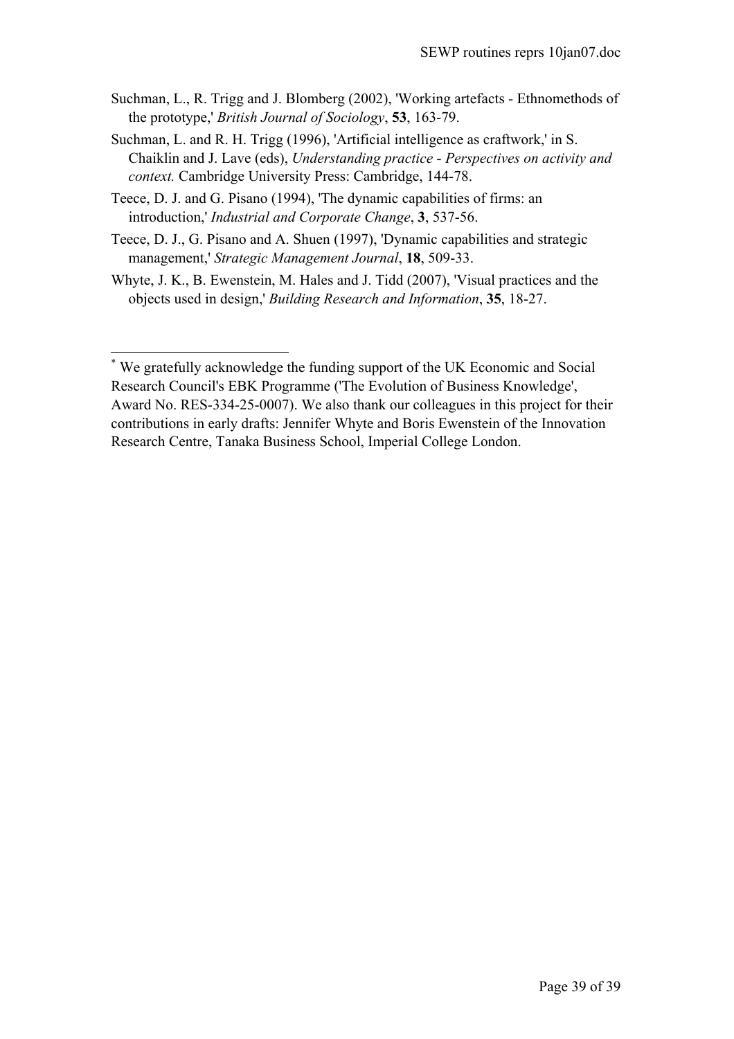Suchman, L., R. Trigg and J. Blomberg (2002), 'Working artefacts - Ethnomethods of the prototype,' *British Journal of Sociology*, **53**, 163-79.

Suchman, L. and R. H. Trigg (1996), 'Artificial intelligence as craftwork,' in S. Chaiklin and J. Lave (eds), *Understanding practice - Perspectives on activity and context.* Cambridge University Press: Cambridge, 144-78.

Teece, D. J. and G. Pisano (1994), 'The dynamic capabilities of firms: an introduction,' *Industrial and Corporate Change*, **3**, 537-56.

Teece, D. J., G. Pisano and A. Shuen (1997), 'Dynamic capabilities and strategic management,' *Strategic Management Journal*, **18**, 509-33.

Whyte, J. K., B. Ewenstein, M. Hales and J. Tidd (2007), 'Visual practices and the objects used in design,' *Building Research and Information*, **35**, 18-27.

---

[*] We gratefully acknowledge the funding support of the UK Economic and Social Research Council's EBK Programme ('The Evolution of Business Knowledge', Award No. RES-334-25-0007). We also thank our colleagues in this project for their contributions in early drafts: Jennifer Whyte and Boris Ewenstein of the Innovation Research Centre, Tanaka Business School, Imperial College London.